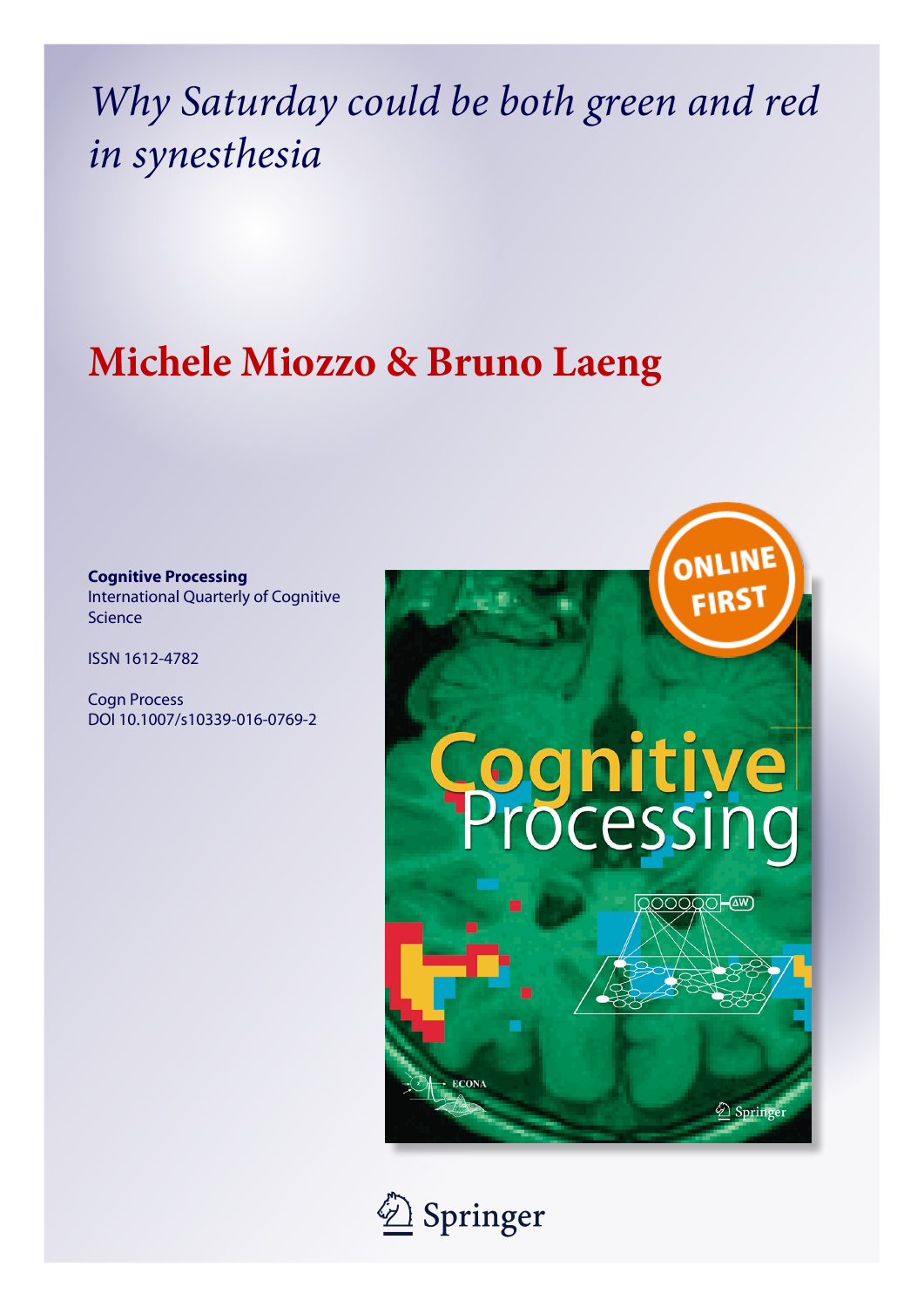# *Why Saturday could be both green and red in synesthesia*

## Michele Miozzo & Bruno Laeng

**Cognitive Processing**
International Quarterly of Cognitive Science

ISSN 1612-4782

Cogn Process
DOI 10.1007/s10339-016-0769-2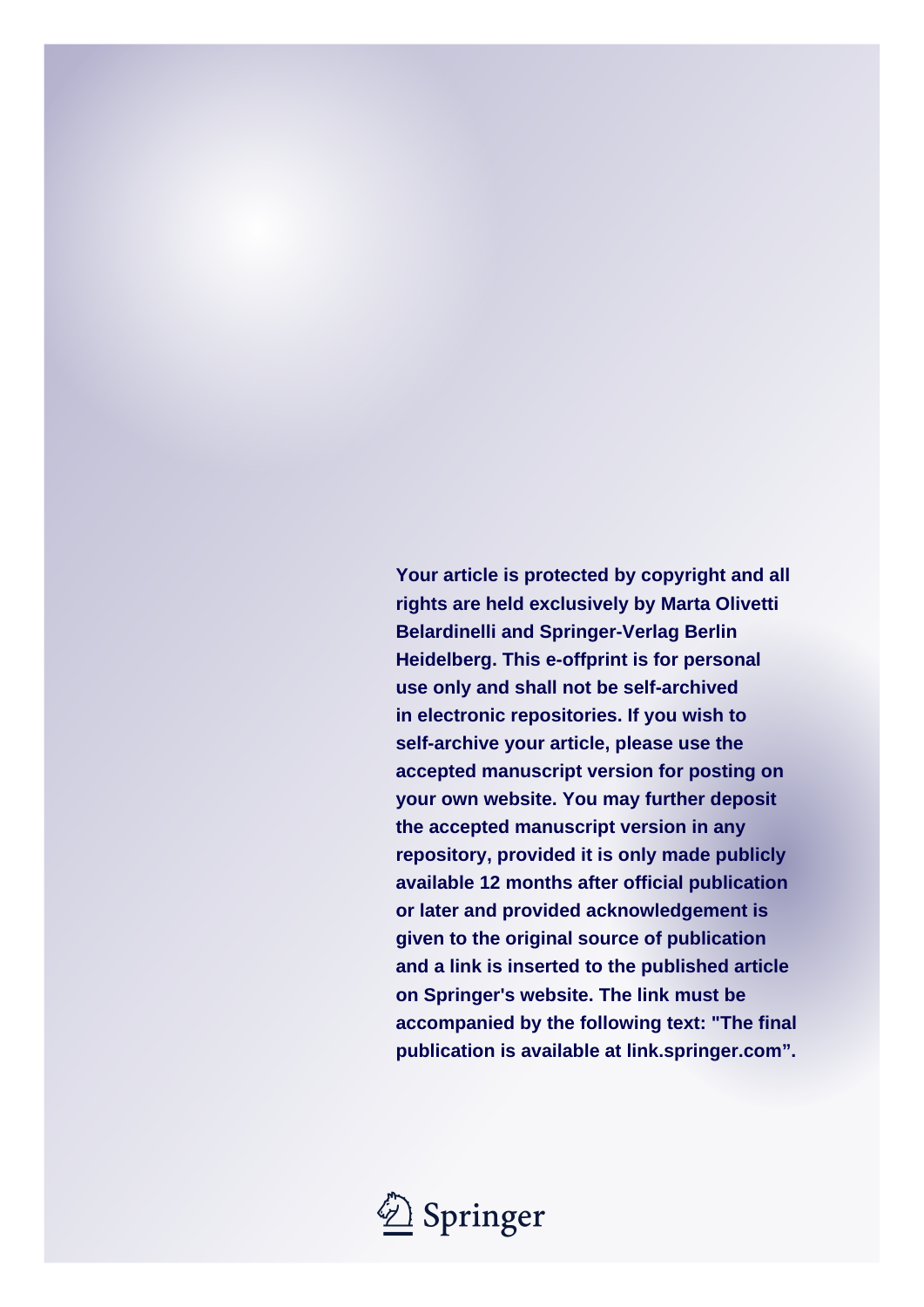**Your article is protected by copyright and all rights are held exclusively by Marta Olivetti Belardinelli and Springer-Verlag Berlin Heidelberg. This e-offprint is for personal use only and shall not be self-archived in electronic repositories. If you wish to self-archive your article, please use the accepted manuscript version for posting on your own website. You may further deposit the accepted manuscript version in any repository, provided it is only made publicly available 12 months after official publication or later and provided acknowledgement is given to the original source of publication and a link is inserted to the published article on Springer's website. The link must be accompanied by the following text: "The final publication is available at link.springer.com".**

Springer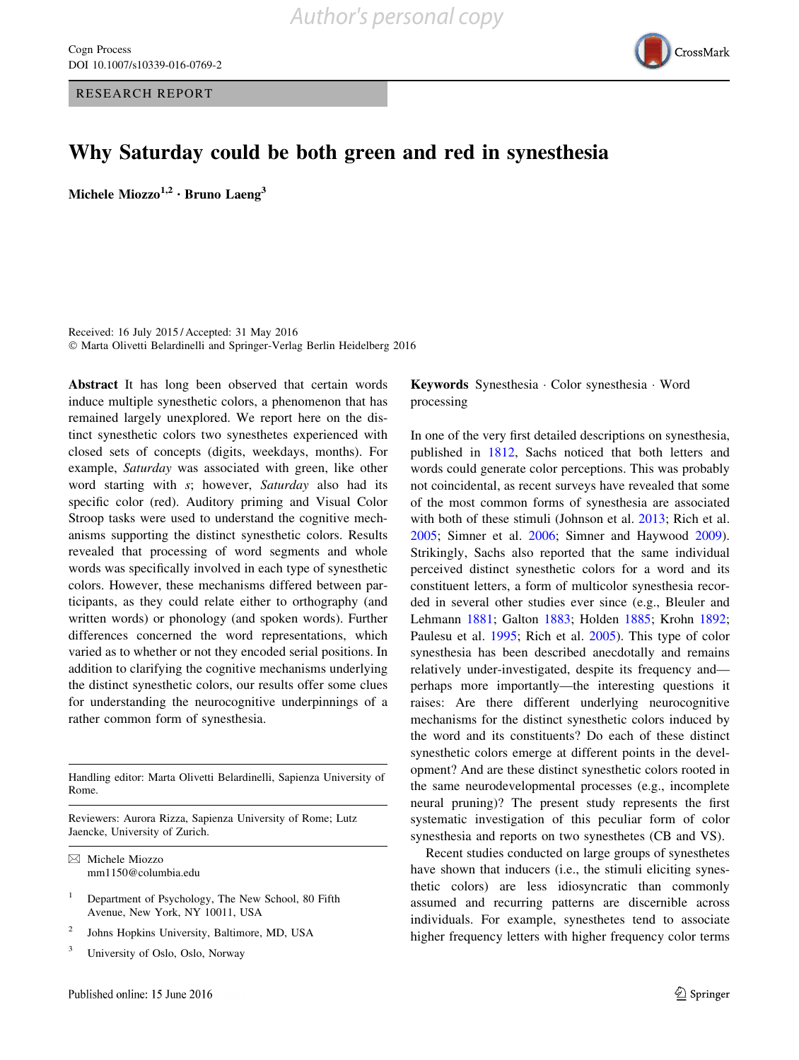RESEARCH REPORT

# Why Saturday could be both green and red in synesthesia

**Michele Miozzo**[1,2] · **Bruno Laeng**[3]

Received: 16 July 2015 / Accepted: 31 May 2016
© Marta Olivetti Belardinelli and Springer-Verlag Berlin Heidelberg 2016

**Abstract** It has long been observed that certain words induce multiple synesthetic colors, a phenomenon that has remained largely unexplored. We report here on the distinct synesthetic colors two synesthetes experienced with closed sets of concepts (digits, weekdays, months). For example, *Saturday* was associated with green, like other word starting with *s*; however, *Saturday* also had its specific color (red). Auditory priming and Visual Color Stroop tasks were used to understand the cognitive mechanisms supporting the distinct synesthetic colors. Results revealed that processing of word segments and whole words was specifically involved in each type of synesthetic colors. However, these mechanisms differed between participants, as they could relate either to orthography (and written words) or phonology (and spoken words). Further differences concerned the word representations, which varied as to whether or not they encoded serial positions. In addition to clarifying the cognitive mechanisms underlying the distinct synesthetic colors, our results offer some clues for understanding the neurocognitive underpinnings of a rather common form of synesthesia.

**Keywords** Synesthesia · Color synesthesia · Word processing

Handling editor: Marta Olivetti Belardinelli, Sapienza University of Rome.

Reviewers: Aurora Rizza, Sapienza University of Rome; Lutz Jaencke, University of Zurich.

✉ Michele Miozzo
mm1150@columbia.edu

[1] Department of Psychology, The New School, 80 Fifth Avenue, New York, NY 10011, USA

[2] Johns Hopkins University, Baltimore, MD, USA

[3] University of Oslo, Oslo, Norway

In one of the very first detailed descriptions on synesthesia, published in 1812, Sachs noticed that both letters and words could generate color perceptions. This was probably not coincidental, as recent surveys have revealed that some of the most common forms of synesthesia are associated with both of these stimuli (Johnson et al. 2013; Rich et al. 2005; Simner et al. 2006; Simner and Haywood 2009). Strikingly, Sachs also reported that the same individual perceived distinct synesthetic colors for a word and its constituent letters, a form of multicolor synesthesia recorded in several other studies ever since (e.g., Bleuler and Lehmann 1881; Galton 1883; Holden 1885; Krohn 1892; Paulesu et al. 1995; Rich et al. 2005). This type of color synesthesia has been described anecdotally and remains relatively under-investigated, despite its frequency and—perhaps more importantly—the interesting questions it raises: Are there different underlying neurocognitive mechanisms for the distinct synesthetic colors induced by the word and its constituents? Do each of these distinct synesthetic colors emerge at different points in the development? And are these distinct synesthetic colors rooted in the same neurodevelopmental processes (e.g., incomplete neural pruning)? The present study represents the first systematic investigation of this peculiar form of color synesthesia and reports on two synesthetes (CB and VS).

Recent studies conducted on large groups of synesthetes have shown that inducers (i.e., the stimuli eliciting synesthetic colors) are less idiosyncratic than commonly assumed and recurring patterns are discernible across individuals. For example, synesthetes tend to associate higher frequency letters with higher frequency color terms

Published online: 15 June 2016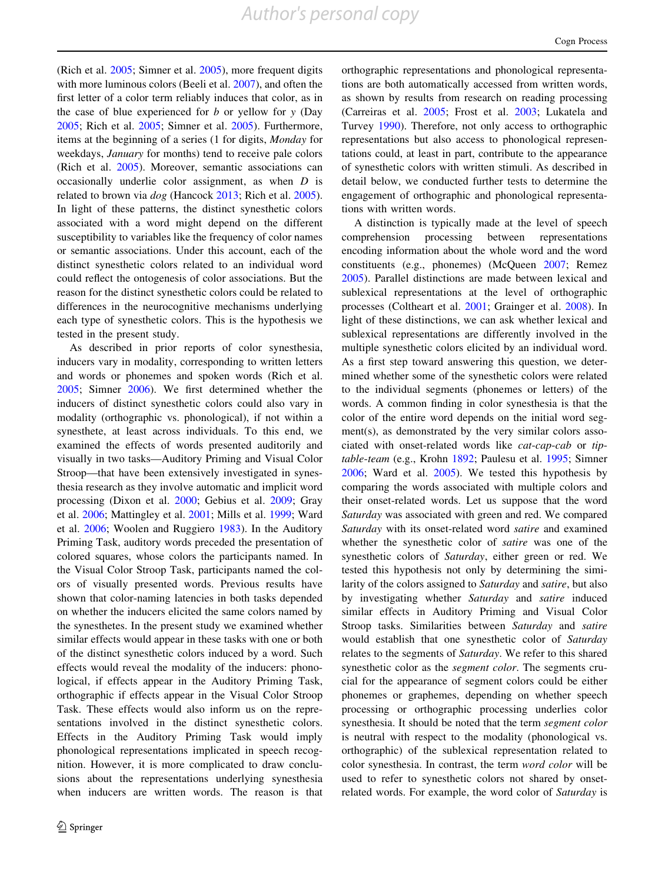(Rich et al. 2005; Simner et al. 2005), more frequent digits with more luminous colors (Beeli et al. 2007), and often the first letter of a color term reliably induces that color, as in the case of blue experienced for *b* or yellow for *y* (Day 2005; Rich et al. 2005; Simner et al. 2005). Furthermore, items at the beginning of a series (1 for digits, *Monday* for weekdays, *January* for months) tend to receive pale colors (Rich et al. 2005). Moreover, semantic associations can occasionally underlie color assignment, as when *D* is related to brown via *dog* (Hancock 2013; Rich et al. 2005). In light of these patterns, the distinct synesthetic colors associated with a word might depend on the different susceptibility to variables like the frequency of color names or semantic associations. Under this account, each of the distinct synesthetic colors related to an individual word could reflect the ontogenesis of color associations. But the reason for the distinct synesthetic colors could be related to differences in the neurocognitive mechanisms underlying each type of synesthetic colors. This is the hypothesis we tested in the present study.

As described in prior reports of color synesthesia, inducers vary in modality, corresponding to written letters and words or phonemes and spoken words (Rich et al. 2005; Simner 2006). We first determined whether the inducers of distinct synesthetic colors could also vary in modality (orthographic vs. phonological), if not within a synesthete, at least across individuals. To this end, we examined the effects of words presented auditorily and visually in two tasks—Auditory Priming and Visual Color Stroop—that have been extensively investigated in synesthesia research as they involve automatic and implicit word processing (Dixon et al. 2000; Gebius et al. 2009; Gray et al. 2006; Mattingley et al. 2001; Mills et al. 1999; Ward et al. 2006; Woolen and Ruggiero 1983). In the Auditory Priming Task, auditory words preceded the presentation of colored squares, whose colors the participants named. In the Visual Color Stroop Task, participants named the colors of visually presented words. Previous results have shown that color-naming latencies in both tasks depended on whether the inducers elicited the same colors named by the synesthetes. In the present study we examined whether similar effects would appear in these tasks with one or both of the distinct synesthetic colors induced by a word. Such effects would reveal the modality of the inducers: phonological, if effects appear in the Auditory Priming Task, orthographic if effects appear in the Visual Color Stroop Task. These effects would also inform us on the representations involved in the distinct synesthetic colors. Effects in the Auditory Priming Task would imply phonological representations implicated in speech recognition. However, it is more complicated to draw conclusions about the representations underlying synesthesia when inducers are written words. The reason is that orthographic representations and phonological representations are both automatically accessed from written words, as shown by results from research on reading processing (Carreiras et al. 2005; Frost et al. 2003; Lukatela and Turvey 1990). Therefore, not only access to orthographic representations but also access to phonological representations could, at least in part, contribute to the appearance of synesthetic colors with written stimuli. As described in detail below, we conducted further tests to determine the engagement of orthographic and phonological representations with written words.

A distinction is typically made at the level of speech comprehension processing between representations encoding information about the whole word and the word constituents (e.g., phonemes) (McQueen 2007; Remez 2005). Parallel distinctions are made between lexical and sublexical representations at the level of orthographic processes (Coltheart et al. 2001; Grainger et al. 2008). In light of these distinctions, we can ask whether lexical and sublexical representations are differently involved in the multiple synesthetic colors elicited by an individual word. As a first step toward answering this question, we determined whether some of the synesthetic colors were related to the individual segments (phonemes or letters) of the words. A common finding in color synesthesia is that the color of the entire word depends on the initial word segment(s), as demonstrated by the very similar colors associated with onset-related words like *cat-cap-cab* or *tip-table-team* (e.g., Krohn 1892; Paulesu et al. 1995; Simner 2006; Ward et al. 2005). We tested this hypothesis by comparing the words associated with multiple colors and their onset-related words. Let us suppose that the word *Saturday* was associated with green and red. We compared *Saturday* with its onset-related word *satire* and examined whether the synesthetic color of *satire* was one of the synesthetic colors of *Saturday*, either green or red. We tested this hypothesis not only by determining the similarity of the colors assigned to *Saturday* and *satire*, but also by investigating whether *Saturday* and *satire* induced similar effects in Auditory Priming and Visual Color Stroop tasks. Similarities between *Saturday* and *satire* would establish that one synesthetic color of *Saturday* relates to the segments of *Saturday*. We refer to this shared synesthetic color as the *segment color*. The segments crucial for the appearance of segment colors could be either phonemes or graphemes, depending on whether speech processing or orthographic processing underlies color synesthesia. It should be noted that the term *segment color* is neutral with respect to the modality (phonological vs. orthographic) of the sublexical representation related to color synesthesia. In contrast, the term *word color* will be used to refer to synesthetic colors not shared by onset-related words. For example, the word color of *Saturday* is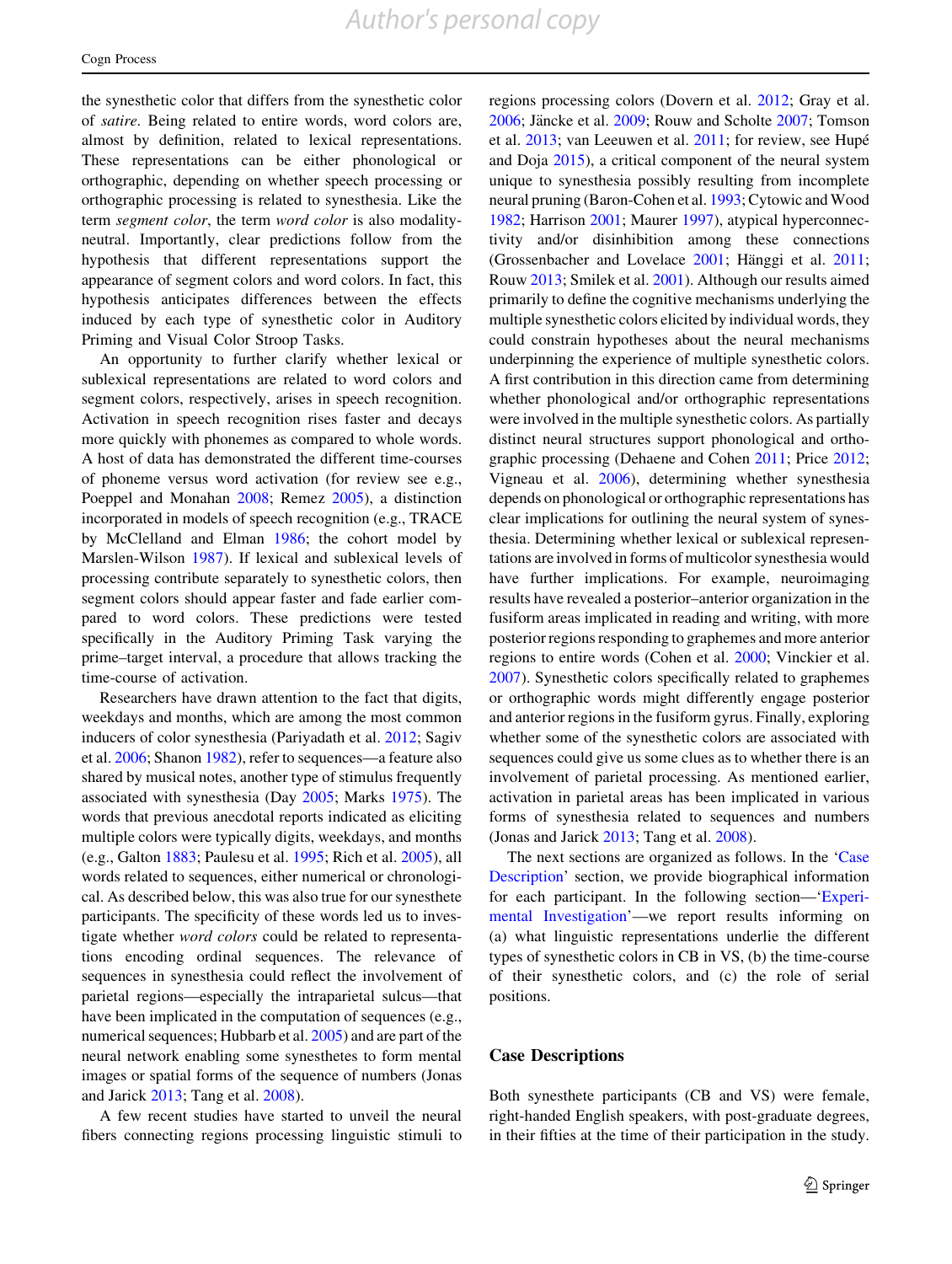the synesthetic color that differs from the synesthetic color of *satire*. Being related to entire words, word colors are, almost by definition, related to lexical representations. These representations can be either phonological or orthographic, depending on whether speech processing or orthographic processing is related to synesthesia. Like the term *segment color*, the term *word color* is also modality-neutral. Importantly, clear predictions follow from the hypothesis that different representations support the appearance of segment colors and word colors. In fact, this hypothesis anticipates differences between the effects induced by each type of synesthetic color in Auditory Priming and Visual Color Stroop Tasks.

An opportunity to further clarify whether lexical or sublexical representations are related to word colors and segment colors, respectively, arises in speech recognition. Activation in speech recognition rises faster and decays more quickly with phonemes as compared to whole words. A host of data has demonstrated the different time-courses of phoneme versus word activation (for review see e.g., Poeppel and Monahan 2008; Remez 2005), a distinction incorporated in models of speech recognition (e.g., TRACE by McClelland and Elman 1986; the cohort model by Marslen-Wilson 1987). If lexical and sublexical levels of processing contribute separately to synesthetic colors, then segment colors should appear faster and fade earlier compared to word colors. These predictions were tested specifically in the Auditory Priming Task varying the prime–target interval, a procedure that allows tracking the time-course of activation.

Researchers have drawn attention to the fact that digits, weekdays and months, which are among the most common inducers of color synesthesia (Pariyadath et al. 2012; Sagiv et al. 2006; Shanon 1982), refer to sequences—a feature also shared by musical notes, another type of stimulus frequently associated with synesthesia (Day 2005; Marks 1975). The words that previous anecdotal reports indicated as eliciting multiple colors were typically digits, weekdays, and months (e.g., Galton 1883; Paulesu et al. 1995; Rich et al. 2005), all words related to sequences, either numerical or chronological. As described below, this was also true for our synesthete participants. The specificity of these words led us to investigate whether *word colors* could be related to representations encoding ordinal sequences. The relevance of sequences in synesthesia could reflect the involvement of parietal regions—especially the intraparietal sulcus—that have been implicated in the computation of sequences (e.g., numerical sequences; Hubbarb et al. 2005) and are part of the neural network enabling some synesthetes to form mental images or spatial forms of the sequence of numbers (Jonas and Jarick 2013; Tang et al. 2008).

A few recent studies have started to unveil the neural fibers connecting regions processing linguistic stimuli to regions processing colors (Dovern et al. 2012; Gray et al. 2006; Jäncke et al. 2009; Rouw and Scholte 2007; Tomson et al. 2013; van Leeuwen et al. 2011; for review, see Hupé and Doja 2015), a critical component of the neural system unique to synesthesia possibly resulting from incomplete neural pruning (Baron-Cohen et al. 1993; Cytowic and Wood 1982; Harrison 2001; Maurer 1997), atypical hyperconnectivity and/or disinhibition among these connections (Grossenbacher and Lovelace 2001; Hänggi et al. 2011; Rouw 2013; Smilek et al. 2001). Although our results aimed primarily to define the cognitive mechanisms underlying the multiple synesthetic colors elicited by individual words, they could constrain hypotheses about the neural mechanisms underpinning the experience of multiple synesthetic colors. A first contribution in this direction came from determining whether phonological and/or orthographic representations were involved in the multiple synesthetic colors. As partially distinct neural structures support phonological and orthographic processing (Dehaene and Cohen 2011; Price 2012; Vigneau et al. 2006), determining whether synesthesia depends on phonological or orthographic representations has clear implications for outlining the neural system of synesthesia. Determining whether lexical or sublexical representations are involved in forms of multicolor synesthesia would have further implications. For example, neuroimaging results have revealed a posterior–anterior organization in the fusiform areas implicated in reading and writing, with more posterior regions responding to graphemes and more anterior regions to entire words (Cohen et al. 2000; Vinckier et al. 2007). Synesthetic colors specifically related to graphemes or orthographic words might differently engage posterior and anterior regions in the fusiform gyrus. Finally, exploring whether some of the synesthetic colors are associated with sequences could give us some clues as to whether there is an involvement of parietal processing. As mentioned earlier, activation in parietal areas has been implicated in various forms of synesthesia related to sequences and numbers (Jonas and Jarick 2013; Tang et al. 2008).

The next sections are organized as follows. In the 'Case Description' section, we provide biographical information for each participant. In the following section—'Experimental Investigation'—we report results informing on (a) what linguistic representations underlie the different types of synesthetic colors in CB in VS, (b) the time-course of their synesthetic colors, and (c) the role of serial positions.

## Case Descriptions

Both synesthete participants (CB and VS) were female, right-handed English speakers, with post-graduate degrees, in their fifties at the time of their participation in the study.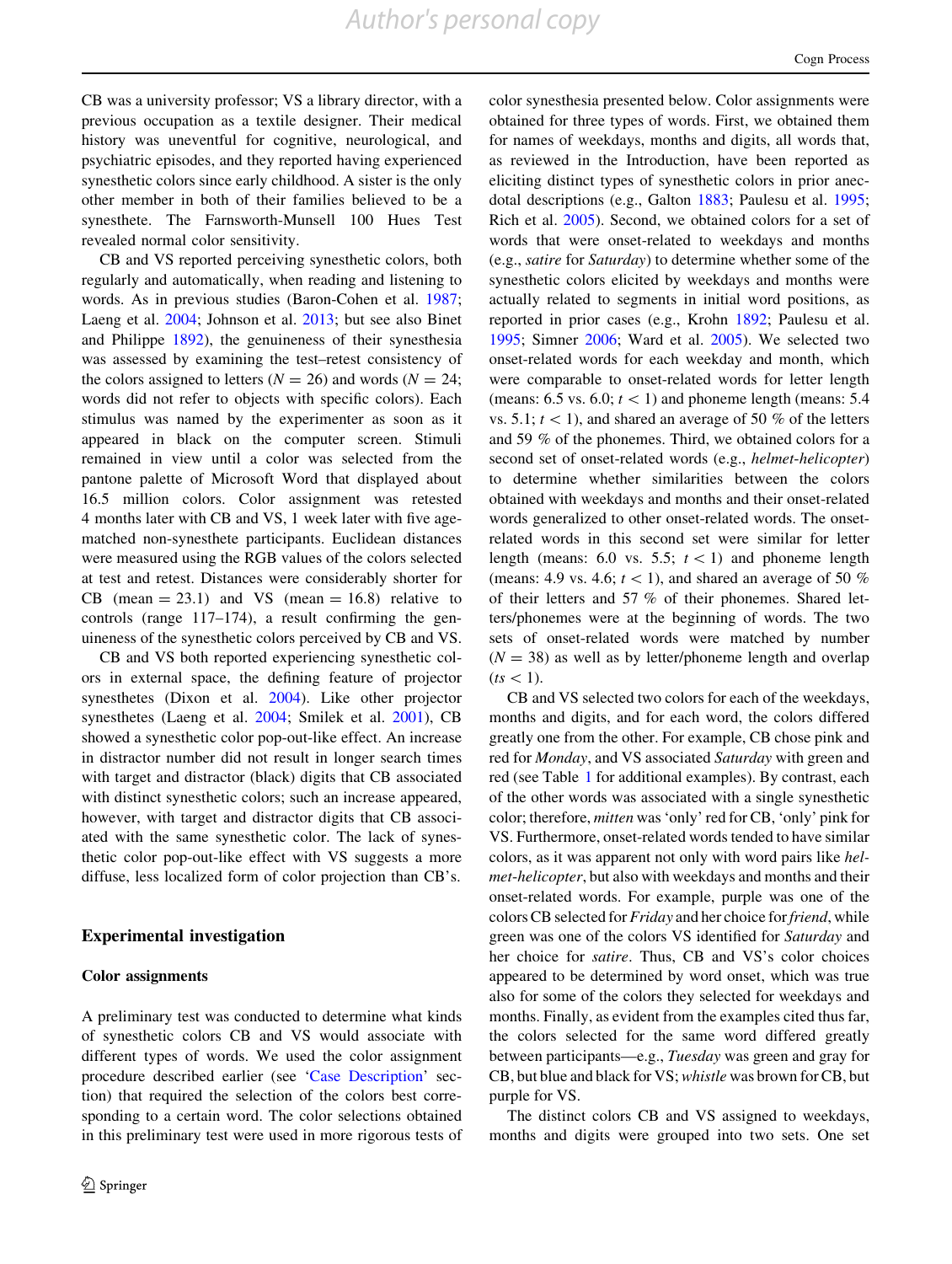CB was a university professor; VS a library director, with a previous occupation as a textile designer. Their medical history was uneventful for cognitive, neurological, and psychiatric episodes, and they reported having experienced synesthetic colors since early childhood. A sister is the only other member in both of their families believed to be a synesthete. The Farnsworth-Munsell 100 Hues Test revealed normal color sensitivity.

CB and VS reported perceiving synesthetic colors, both regularly and automatically, when reading and listening to words. As in previous studies (Baron-Cohen et al. 1987; Laeng et al. 2004; Johnson et al. 2013; but see also Binet and Philippe 1892), the genuineness of their synesthesia was assessed by examining the test–retest consistency of the colors assigned to letters ($N = 26$) and words ($N = 24$; words did not refer to objects with specific colors). Each stimulus was named by the experimenter as soon as it appeared in black on the computer screen. Stimuli remained in view until a color was selected from the pantone palette of Microsoft Word that displayed about 16.5 million colors. Color assignment was retested 4 months later with CB and VS, 1 week later with five age-matched non-synesthete participants. Euclidean distances were measured using the RGB values of the colors selected at test and retest. Distances were considerably shorter for CB (mean = 23.1) and VS (mean = 16.8) relative to controls (range 117–174), a result confirming the genuineness of the synesthetic colors perceived by CB and VS.

CB and VS both reported experiencing synesthetic colors in external space, the defining feature of projector synesthetes (Dixon et al. 2004). Like other projector synesthetes (Laeng et al. 2004; Smilek et al. 2001), CB showed a synesthetic color pop-out-like effect. An increase in distractor number did not result in longer search times with target and distractor (black) digits that CB associated with distinct synesthetic colors; such an increase appeared, however, with target and distractor digits that CB associated with the same synesthetic color. The lack of synesthetic color pop-out-like effect with VS suggests a more diffuse, less localized form of color projection than CB's.

## Experimental investigation

### Color assignments

A preliminary test was conducted to determine what kinds of synesthetic colors CB and VS would associate with different types of words. We used the color assignment procedure described earlier (see 'Case Description' section) that required the selection of the colors best corresponding to a certain word. The color selections obtained in this preliminary test were used in more rigorous tests of color synesthesia presented below. Color assignments were obtained for three types of words. First, we obtained them for names of weekdays, months and digits, all words that, as reviewed in the Introduction, have been reported as eliciting distinct types of synesthetic colors in prior anecdotal descriptions (e.g., Galton 1883; Paulesu et al. 1995; Rich et al. 2005). Second, we obtained colors for a set of words that were onset-related to weekdays and months (e.g., *satire* for *Saturday*) to determine whether some of the synesthetic colors elicited by weekdays and months were actually related to segments in initial word positions, as reported in prior cases (e.g., Krohn 1892; Paulesu et al. 1995; Simner 2006; Ward et al. 2005). We selected two onset-related words for each weekday and month, which were comparable to onset-related words for letter length (means: 6.5 vs. 6.0; $t < 1$) and phoneme length (means: 5.4 vs. 5.1; $t < 1$), and shared an average of 50 % of the letters and 59 % of the phonemes. Third, we obtained colors for a second set of onset-related words (e.g., *helmet-helicopter*) to determine whether similarities between the colors obtained with weekdays and months and their onset-related words generalized to other onset-related words. The onset-related words in this second set were similar for letter length (means: 6.0 vs. 5.5; $t < 1$) and phoneme length (means: 4.9 vs. 4.6; $t < 1$), and shared an average of 50 % of their letters and 57 % of their phonemes. Shared letters/phonemes were at the beginning of words. The two sets of onset-related words were matched by number ($N = 38$) as well as by letter/phoneme length and overlap ($ts < 1$).

CB and VS selected two colors for each of the weekdays, months and digits, and for each word, the colors differed greatly one from the other. For example, CB chose pink and red for *Monday*, and VS associated *Saturday* with green and red (see Table 1 for additional examples). By contrast, each of the other words was associated with a single synesthetic color; therefore, *mitten* was 'only' red for CB, 'only' pink for VS. Furthermore, onset-related words tended to have similar colors, as it was apparent not only with word pairs like *helmet-helicopter*, but also with weekdays and months and their onset-related words. For example, purple was one of the colors CB selected for *Friday* and her choice for *friend*, while green was one of the colors VS identified for *Saturday* and her choice for *satire*. Thus, CB and VS's color choices appeared to be determined by word onset, which was true also for some of the colors they selected for weekdays and months. Finally, as evident from the examples cited thus far, the colors selected for the same word differed greatly between participants—e.g., *Tuesday* was green and gray for CB, but blue and black for VS; *whistle* was brown for CB, but purple for VS.

The distinct colors CB and VS assigned to weekdays, months and digits were grouped into two sets. One set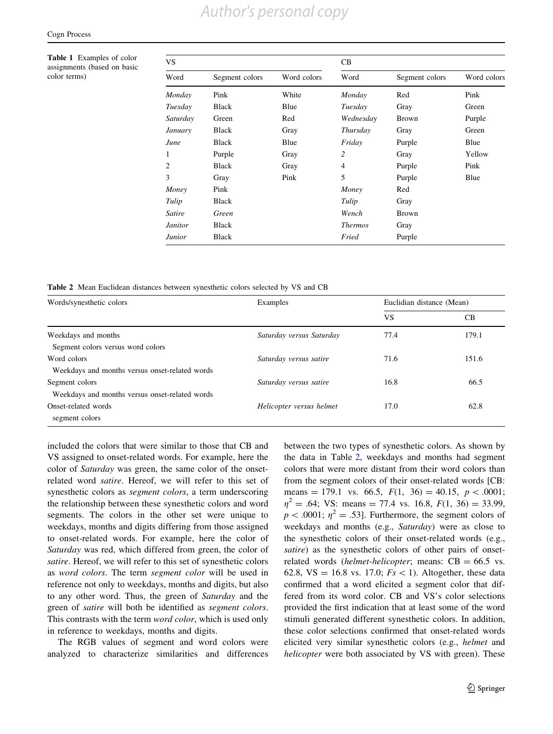**Table 1** Examples of color assignments (based on basic color terms)

| VS | | | CB | | |
|---|---|---|---|---|---|
| Word | Segment colors | Word colors | Word | Segment colors | Word colors |
| *Monday* | Pink | White | *Monday* | Red | Pink |
| *Tuesday* | Black | Blue | *Tuesday* | Gray | Green |
| *Saturday* | Green | Red | *Wednesday* | Brown | Purple |
| *January* | Black | Gray | *Thursday* | Gray | Green |
| *June* | Black | Blue | *Friday* | Purple | Blue |
| 1 | Purple | Gray | *2* | Gray | Yellow |
| 2 | Black | Gray | 4 | Purple | Pink |
| 3 | Gray | Pink | 5 | Purple | Blue |
| *Money* | Pink | | *Money* | Red | |
| *Tulip* | Black | | *Tulip* | Gray | |
| *Satire* | *Green* | | *Wench* | Brown | |
| *Janitor* | Black | | *Thermos* | Gray | |
| *Junior* | Black | | *Fried* | Purple | |

**Table 2** Mean Euclidean distances between synesthetic colors selected by VS and CB

| Words/synesthetic colors | Examples | Euclidian distance (Mean) | |
|---|---|---|---|
| | | VS | CB |
| Weekdays and months<br>Segment colors versus word colors | *Saturday versus Saturday* | 77.4 | 179.1 |
| Word colors<br>Weekdays and months versus onset-related words | *Saturday versus satire* | 71.6 | 151.6 |
| Segment colors<br>Weekdays and months versus onset-related words | *Saturday versus satire* | 16.8 | 66.5 |
| Onset-related words<br>segment colors | *Helicopter versus helmet* | 17.0 | 62.8 |

included the colors that were similar to those that CB and VS assigned to onset-related words. For example, here the color of *Saturday* was green, the same color of the onset-related word *satire*. Hereof, we will refer to this set of synesthetic colors as *segment colors*, a term underscoring the relationship between these synesthetic colors and word segments. The colors in the other set were unique to weekdays, months and digits differing from those assigned to onset-related words. For example, here the color of *Saturday* was red, which differed from green, the color of *satire*. Hereof, we will refer to this set of synesthetic colors as *word colors*. The term *segment color* will be used in reference not only to weekdays, months and digits, but also to any other word. Thus, the green of *Saturday* and the green of *satire* will both be identified as *segment colors*. This contrasts with the term *word color*, which is used only in reference to weekdays, months and digits.

The RGB values of segment and word colors were analyzed to characterize similarities and differences between the two types of synesthetic colors. As shown by the data in Table 2, weekdays and months had segment colors that were more distant from their word colors than from the segment colors of their onset-related words [CB: means = 179.1 vs. 66.5, $F(1, 36) = 40.15$, $p < .0001$; $\eta^2 = .64$; VS: means = 77.4 vs. 16.8, $F(1, 36) = 33.99$, $p < .0001$; $\eta^2 = .53$]. Furthermore, the segment colors of weekdays and months (e.g., *Saturday*) were as close to the synesthetic colors of their onset-related words (e.g., *satire*) as the synesthetic colors of other pairs of onset-related words (*helmet-helicopter*; means: CB = 66.5 vs. 62.8, VS = 16.8 vs. 17.0; $Fs < 1$). Altogether, these data confirmed that a word elicited a segment color that differed from its word color. CB and VS's color selections provided the first indication that at least some of the word stimuli generated different synesthetic colors. In addition, these color selections confirmed that onset-related words elicited very similar synesthetic colors (e.g., *helmet* and *helicopter* were both associated by VS with green). These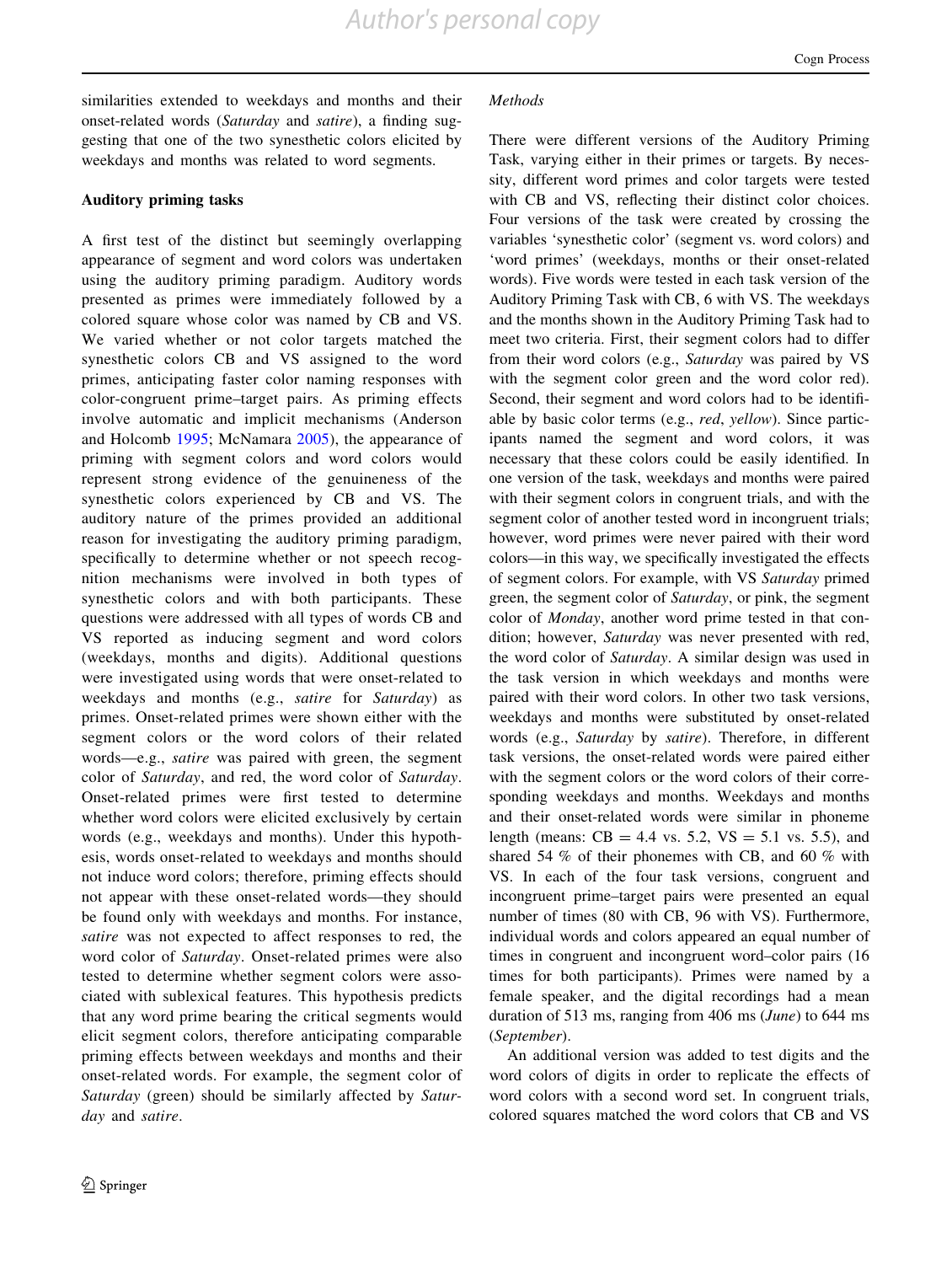similarities extended to weekdays and months and their onset-related words (*Saturday* and *satire*), a finding suggesting that one of the two synesthetic colors elicited by weekdays and months was related to word segments.

**Auditory priming tasks**

A first test of the distinct but seemingly overlapping appearance of segment and word colors was undertaken using the auditory priming paradigm. Auditory words presented as primes were immediately followed by a colored square whose color was named by CB and VS. We varied whether or not color targets matched the synesthetic colors CB and VS assigned to the word primes, anticipating faster color naming responses with color-congruent prime–target pairs. As priming effects involve automatic and implicit mechanisms (Anderson and Holcomb 1995; McNamara 2005), the appearance of priming with segment colors and word colors would represent strong evidence of the genuineness of the synesthetic colors experienced by CB and VS. The auditory nature of the primes provided an additional reason for investigating the auditory priming paradigm, specifically to determine whether or not speech recognition mechanisms were involved in both types of synesthetic colors and with both participants. These questions were addressed with all types of words CB and VS reported as inducing segment and word colors (weekdays, months and digits). Additional questions were investigated using words that were onset-related to weekdays and months (e.g., *satire* for *Saturday*) as primes. Onset-related primes were shown either with the segment colors or the word colors of their related words—e.g., *satire* was paired with green, the segment color of *Saturday*, and red, the word color of *Saturday*. Onset-related primes were first tested to determine whether word colors were elicited exclusively by certain words (e.g., weekdays and months). Under this hypothesis, words onset-related to weekdays and months should not induce word colors; therefore, priming effects should not appear with these onset-related words—they should be found only with weekdays and months. For instance, *satire* was not expected to affect responses to red, the word color of *Saturday*. Onset-related primes were also tested to determine whether segment colors were associated with sublexical features. This hypothesis predicts that any word prime bearing the critical segments would elicit segment colors, therefore anticipating comparable priming effects between weekdays and months and their onset-related words. For example, the segment color of *Saturday* (green) should be similarly affected by *Saturday* and *satire*.

*Methods*

There were different versions of the Auditory Priming Task, varying either in their primes or targets. By necessity, different word primes and color targets were tested with CB and VS, reflecting their distinct color choices. Four versions of the task were created by crossing the variables 'synesthetic color' (segment vs. word colors) and 'word primes' (weekdays, months or their onset-related words). Five words were tested in each task version of the Auditory Priming Task with CB, 6 with VS. The weekdays and the months shown in the Auditory Priming Task had to meet two criteria. First, their segment colors had to differ from their word colors (e.g., *Saturday* was paired by VS with the segment color green and the word color red). Second, their segment and word colors had to be identifiable by basic color terms (e.g., *red*, *yellow*). Since participants named the segment and word colors, it was necessary that these colors could be easily identified. In one version of the task, weekdays and months were paired with their segment colors in congruent trials, and with the segment color of another tested word in incongruent trials; however, word primes were never paired with their word colors—in this way, we specifically investigated the effects of segment colors. For example, with VS *Saturday* primed green, the segment color of *Saturday*, or pink, the segment color of *Monday*, another word prime tested in that condition; however, *Saturday* was never presented with red, the word color of *Saturday*. A similar design was used in the task version in which weekdays and months were paired with their word colors. In other two task versions, weekdays and months were substituted by onset-related words (e.g., *Saturday* by *satire*). Therefore, in different task versions, the onset-related words were paired either with the segment colors or the word colors of their corresponding weekdays and months. Weekdays and months and their onset-related words were similar in phoneme length (means: CB = 4.4 vs. 5.2, VS = 5.1 vs. 5.5), and shared 54 % of their phonemes with CB, and 60 % with VS. In each of the four task versions, congruent and incongruent prime–target pairs were presented an equal number of times (80 with CB, 96 with VS). Furthermore, individual words and colors appeared an equal number of times in congruent and incongruent word–color pairs (16 times for both participants). Primes were named by a female speaker, and the digital recordings had a mean duration of 513 ms, ranging from 406 ms (*June*) to 644 ms (*September*).

An additional version was added to test digits and the word colors of digits in order to replicate the effects of word colors with a second word set. In congruent trials, colored squares matched the word colors that CB and VS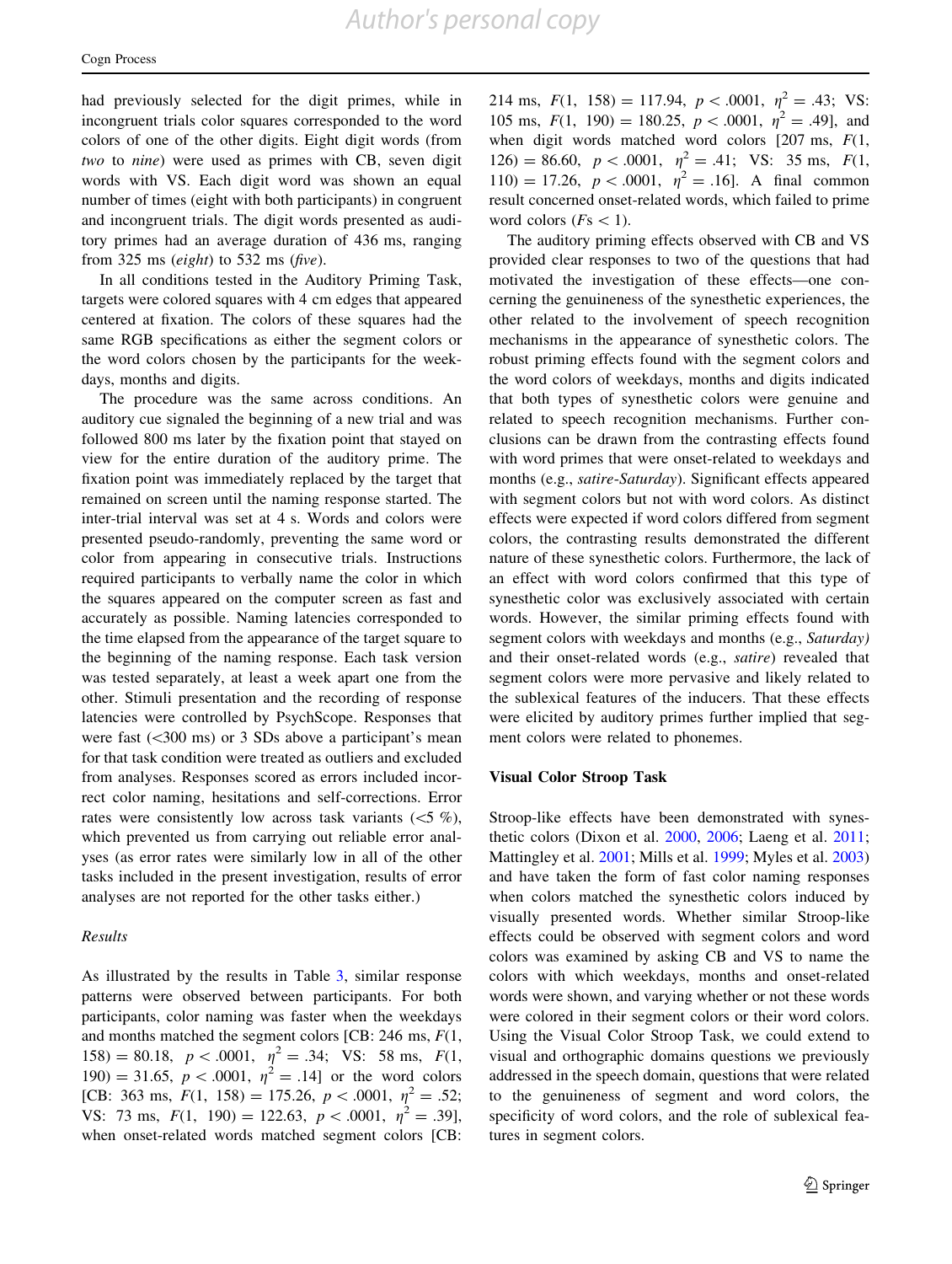had previously selected for the digit primes, while in incongruent trials color squares corresponded to the word colors of one of the other digits. Eight digit words (from *two* to *nine*) were used as primes with CB, seven digit words with VS. Each digit word was shown an equal number of times (eight with both participants) in congruent and incongruent trials. The digit words presented as auditory primes had an average duration of 436 ms, ranging from 325 ms (*eight*) to 532 ms (*five*).

In all conditions tested in the Auditory Priming Task, targets were colored squares with 4 cm edges that appeared centered at fixation. The colors of these squares had the same RGB specifications as either the segment colors or the word colors chosen by the participants for the weekdays, months and digits.

The procedure was the same across conditions. An auditory cue signaled the beginning of a new trial and was followed 800 ms later by the fixation point that stayed on view for the entire duration of the auditory prime. The fixation point was immediately replaced by the target that remained on screen until the naming response started. The inter-trial interval was set at 4 s. Words and colors were presented pseudo-randomly, preventing the same word or color from appearing in consecutive trials. Instructions required participants to verbally name the color in which the squares appeared on the computer screen as fast and accurately as possible. Naming latencies corresponded to the time elapsed from the appearance of the target square to the beginning of the naming response. Each task version was tested separately, at least a week apart one from the other. Stimuli presentation and the recording of response latencies were controlled by PsychScope. Responses that were fast (<300 ms) or 3 SDs above a participant's mean for that task condition were treated as outliers and excluded from analyses. Responses scored as errors included incorrect color naming, hesitations and self-corrections. Error rates were consistently low across task variants (<5 %), which prevented us from carrying out reliable error analyses (as error rates were similarly low in all of the other tasks included in the present investigation, results of error analyses are not reported for the other tasks either.)

*Results*

As illustrated by the results in Table 3, similar response patterns were observed between participants. For both participants, color naming was faster when the weekdays and months matched the segment colors [CB: 246 ms, $F(1, 158) = 80.18$, $p < .0001$, $\eta^2 = .34$; VS: 58 ms, $F(1, 190) = 31.65$, $p < .0001$, $\eta^2 = .14$] or the word colors [CB: 363 ms, $F(1, 158) = 175.26$, $p < .0001$, $\eta^2 = .52$; VS: 73 ms, $F(1, 190) = 122.63$, $p < .0001$, $\eta^2 = .39$], when onset-related words matched segment colors [CB: 214 ms, $F(1, 158) = 117.94$, $p < .0001$, $\eta^2 = .43$; VS: 105 ms, $F(1, 190) = 180.25$, $p < .0001$, $\eta^2 = .49$], and when digit words matched word colors [207 ms, $F(1, 126) = 86.60$, $p < .0001$, $\eta^2 = .41$; VS: 35 ms, $F(1, 110) = 17.26$, $p < .0001$, $\eta^2 = .16$]. A final common result concerned onset-related words, which failed to prime word colors ($Fs < 1$).

The auditory priming effects observed with CB and VS provided clear responses to two of the questions that had motivated the investigation of these effects—one concerning the genuineness of the synesthetic experiences, the other related to the involvement of speech recognition mechanisms in the appearance of synesthetic colors. The robust priming effects found with the segment colors and the word colors of weekdays, months and digits indicated that both types of synesthetic colors were genuine and related to speech recognition mechanisms. Further conclusions can be drawn from the contrasting effects found with word primes that were onset-related to weekdays and months (e.g., *satire-Saturday*). Significant effects appeared with segment colors but not with word colors. As distinct effects were expected if word colors differed from segment colors, the contrasting results demonstrated the different nature of these synesthetic colors. Furthermore, the lack of an effect with word colors confirmed that this type of synesthetic color was exclusively associated with certain words. However, the similar priming effects found with segment colors with weekdays and months (e.g., *Saturday)* and their onset-related words (e.g., *satire*) revealed that segment colors were more pervasive and likely related to the sublexical features of the inducers. That these effects were elicited by auditory primes further implied that segment colors were related to phonemes.

### Visual Color Stroop Task

Stroop-like effects have been demonstrated with synesthetic colors (Dixon et al. 2000, 2006; Laeng et al. 2011; Mattingley et al. 2001; Mills et al. 1999; Myles et al. 2003) and have taken the form of fast color naming responses when colors matched the synesthetic colors induced by visually presented words. Whether similar Stroop-like effects could be observed with segment colors and word colors was examined by asking CB and VS to name the colors with which weekdays, months and onset-related words were shown, and varying whether or not these words were colored in their segment colors or their word colors. Using the Visual Color Stroop Task, we could extend to visual and orthographic domains questions we previously addressed in the speech domain, questions that were related to the genuineness of segment and word colors, the specificity of word colors, and the role of sublexical features in segment colors.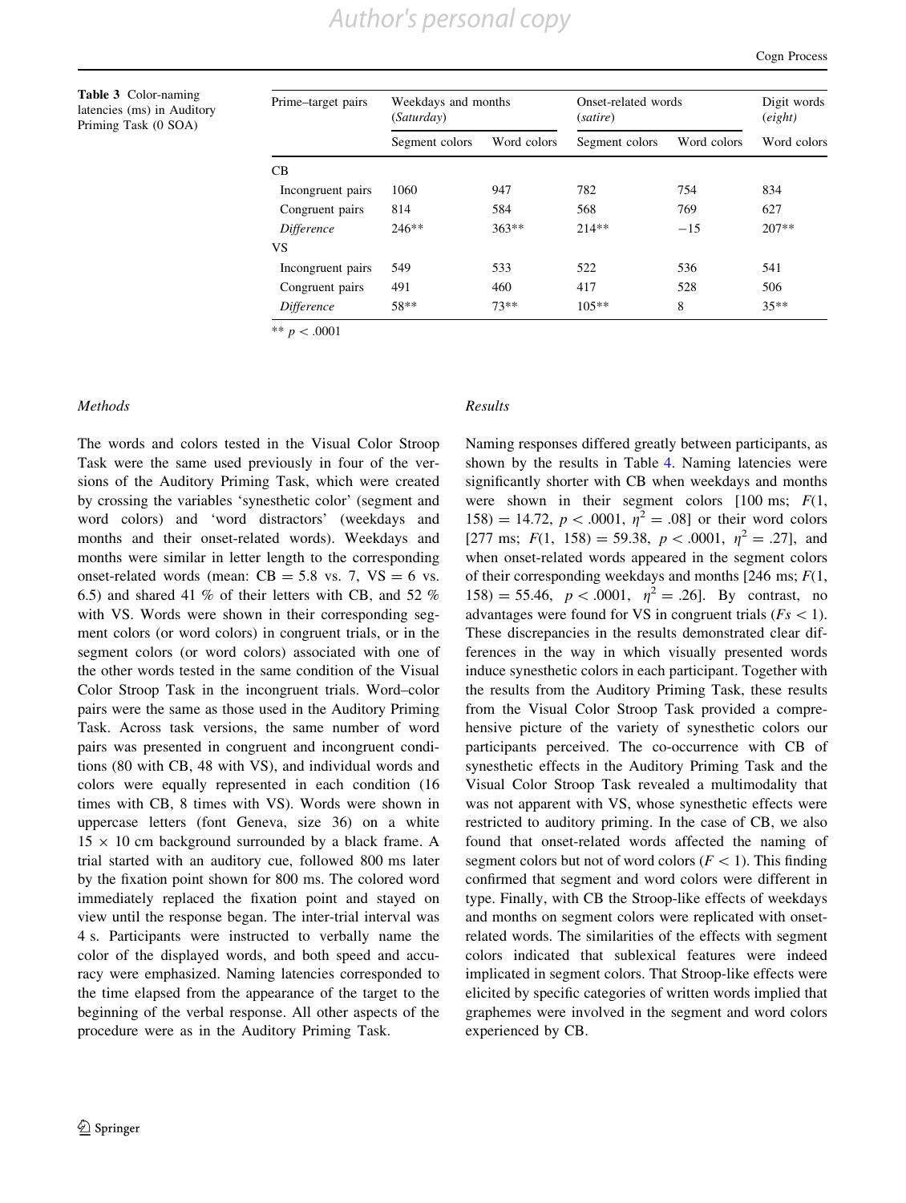**Table 3** Color-naming latencies (ms) in Auditory Priming Task (0 SOA)

| Prime–target pairs | Weekdays and months (*Saturday*) | | Onset-related words (*satire*) | | Digit words (*eight*) |
|---|---|---|---|---|---|
| | Segment colors | Word colors | Segment colors | Word colors | Word colors |
| CB | | | | | |
| Incongruent pairs | 1060 | 947 | 782 | 754 | 834 |
| Congruent pairs | 814 | 584 | 568 | 769 | 627 |
| *Difference* | 246** | 363** | 214** | −15 | 207** |
| VS | | | | | |
| Incongruent pairs | 549 | 533 | 522 | 536 | 541 |
| Congruent pairs | 491 | 460 | 417 | 528 | 506 |
| *Difference* | 58** | 73** | 105** | 8 | 35** |

** $p < .0001$

*Methods*

The words and colors tested in the Visual Color Stroop Task were the same used previously in four of the versions of the Auditory Priming Task, which were created by crossing the variables 'synesthetic color' (segment and word colors) and 'word distractors' (weekdays and months and their onset-related words). Weekdays and months were similar in letter length to the corresponding onset-related words (mean: CB = 5.8 vs. 7, VS = 6 vs. 6.5) and shared 41 % of their letters with CB, and 52 % with VS. Words were shown in their corresponding segment colors (or word colors) in congruent trials, or in the segment colors (or word colors) associated with one of the other words tested in the same condition of the Visual Color Stroop Task in the incongruent trials. Word–color pairs were the same as those used in the Auditory Priming Task. Across task versions, the same number of word pairs was presented in congruent and incongruent conditions (80 with CB, 48 with VS), and individual words and colors were equally represented in each condition (16 times with CB, 8 times with VS). Words were shown in uppercase letters (font Geneva, size 36) on a white $15 \times 10$ cm background surrounded by a black frame. A trial started with an auditory cue, followed 800 ms later by the fixation point shown for 800 ms. The colored word immediately replaced the fixation point and stayed on view until the response began. The inter-trial interval was 4 s. Participants were instructed to verbally name the color of the displayed words, and both speed and accuracy were emphasized. Naming latencies corresponded to the time elapsed from the appearance of the target to the beginning of the verbal response. All other aspects of the procedure were as in the Auditory Priming Task.

*Results*

Naming responses differed greatly between participants, as shown by the results in Table 4. Naming latencies were significantly shorter with CB when weekdays and months were shown in their segment colors [100 ms; $F(1, 158) = 14.72$, $p < .0001$, $\eta^2 = .08$] or their word colors [277 ms; $F(1, 158) = 59.38$, $p < .0001$, $\eta^2 = .27$], and when onset-related words appeared in the segment colors of their corresponding weekdays and months [246 ms; $F(1, 158) = 55.46$, $p < .0001$, $\eta^2 = .26$]. By contrast, no advantages were found for VS in congruent trials ($Fs < 1$). These discrepancies in the results demonstrated clear differences in the way in which visually presented words induce synesthetic colors in each participant. Together with the results from the Auditory Priming Task, these results from the Visual Color Stroop Task provided a comprehensive picture of the variety of synesthetic colors our participants perceived. The co-occurrence with CB of synesthetic effects in the Auditory Priming Task and the Visual Color Stroop Task revealed a multimodality that was not apparent with VS, whose synesthetic effects were restricted to auditory priming. In the case of CB, we also found that onset-related words affected the naming of segment colors but not of word colors ($F < 1$). This finding confirmed that segment and word colors were different in type. Finally, with CB the Stroop-like effects of weekdays and months on segment colors were replicated with onset-related words. The similarities of the effects with segment colors indicated that sublexical features were indeed implicated in segment colors. That Stroop-like effects were elicited by specific categories of written words implied that graphemes were involved in the segment and word colors experienced by CB.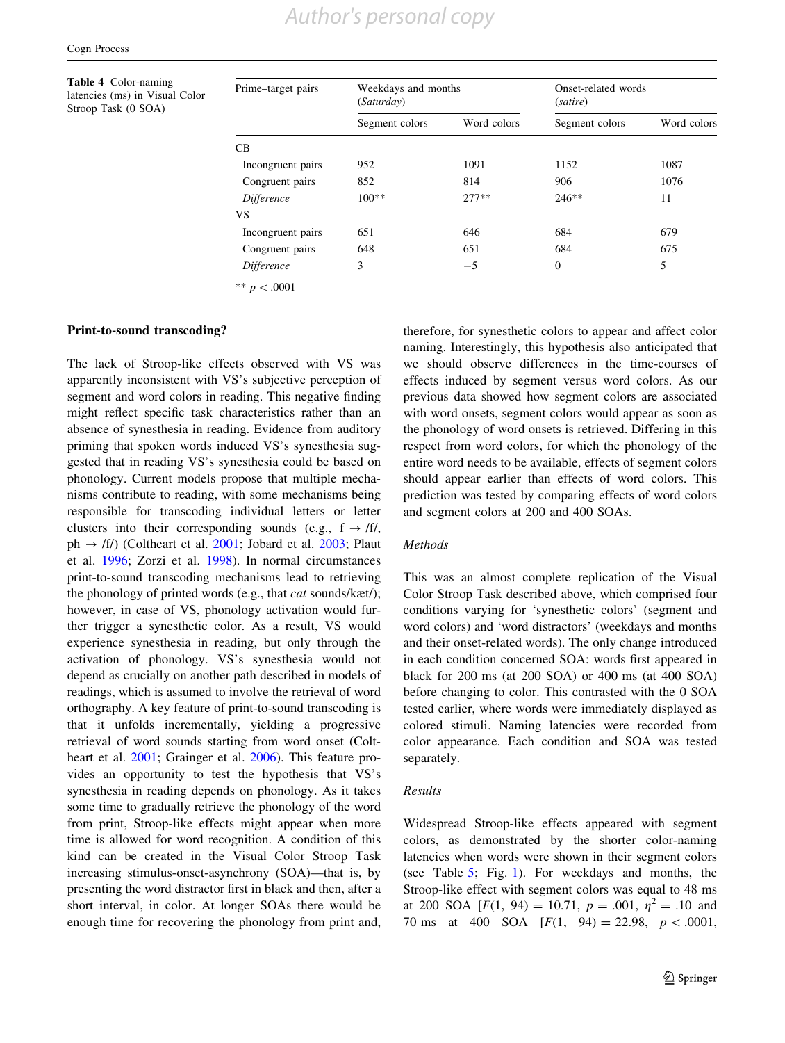**Table 4** Color-naming latencies (ms) in Visual Color Stroop Task (0 SOA)

| Prime–target pairs | Weekdays and months (*Saturday*) | | Onset-related words (*satire*) | |
|---|---|---|---|---|
| | Segment colors | Word colors | Segment colors | Word colors |
| CB | | | | |
| Incongruent pairs | 952 | 1091 | 1152 | 1087 |
| Congruent pairs | 852 | 814 | 906 | 1076 |
| *Difference* | 100** | 277** | 246** | 11 |
| VS | | | | |
| Incongruent pairs | 651 | 646 | 684 | 679 |
| Congruent pairs | 648 | 651 | 684 | 675 |
| *Difference* | 3 | −5 | 0 | 5 |

** $p < .0001$

**Print-to-sound transcoding?**

The lack of Stroop-like effects observed with VS was apparently inconsistent with VS's subjective perception of segment and word colors in reading. This negative finding might reflect specific task characteristics rather than an absence of synesthesia in reading. Evidence from auditory priming that spoken words induced VS's synesthesia suggested that in reading VS's synesthesia could be based on phonology. Current models propose that multiple mechanisms contribute to reading, with some mechanisms being responsible for transcoding individual letters or letter clusters into their corresponding sounds (e.g., f → /f/, ph → /f/) (Coltheart et al. 2001; Jobard et al. 2003; Plaut et al. 1996; Zorzi et al. 1998). In normal circumstances print-to-sound transcoding mechanisms lead to retrieving the phonology of printed words (e.g., that *cat* sounds/kæt/); however, in case of VS, phonology activation would further trigger a synesthetic color. As a result, VS would experience synesthesia in reading, but only through the activation of phonology. VS's synesthesia would not depend as crucially on another path described in models of readings, which is assumed to involve the retrieval of word orthography. A key feature of print-to-sound transcoding is that it unfolds incrementally, yielding a progressive retrieval of word sounds starting from word onset (Coltheart et al. 2001; Grainger et al. 2006). This feature provides an opportunity to test the hypothesis that VS's synesthesia in reading depends on phonology. As it takes some time to gradually retrieve the phonology of the word from print, Stroop-like effects might appear when more time is allowed for word recognition. A condition of this kind can be created in the Visual Color Stroop Task increasing stimulus-onset-asynchrony (SOA)—that is, by presenting the word distractor first in black and then, after a short interval, in color. At longer SOAs there would be enough time for recovering the phonology from print and, therefore, for synesthetic colors to appear and affect color naming. Interestingly, this hypothesis also anticipated that we should observe differences in the time-courses of effects induced by segment versus word colors. As our previous data showed how segment colors are associated with word onsets, segment colors would appear as soon as the phonology of word onsets is retrieved. Differing in this respect from word colors, for which the phonology of the entire word needs to be available, effects of segment colors should appear earlier than effects of word colors. This prediction was tested by comparing effects of word colors and segment colors at 200 and 400 SOAs.

*Methods*

This was an almost complete replication of the Visual Color Stroop Task described above, which comprised four conditions varying for 'synesthetic colors' (segment and word colors) and 'word distractors' (weekdays and months and their onset-related words). The only change introduced in each condition concerned SOA: words first appeared in black for 200 ms (at 200 SOA) or 400 ms (at 400 SOA) before changing to color. This contrasted with the 0 SOA tested earlier, where words were immediately displayed as colored stimuli. Naming latencies were recorded from color appearance. Each condition and SOA was tested separately.

*Results*

Widespread Stroop-like effects appeared with segment colors, as demonstrated by the shorter color-naming latencies when words were shown in their segment colors (see Table 5; Fig. 1). For weekdays and months, the Stroop-like effect with segment colors was equal to 48 ms at 200 SOA [$F(1, 94) = 10.71$, $p = .001$, $\eta^2 = .10$ and 70 ms at 400 SOA [$F(1, 94) = 22.98$, $p < .0001$,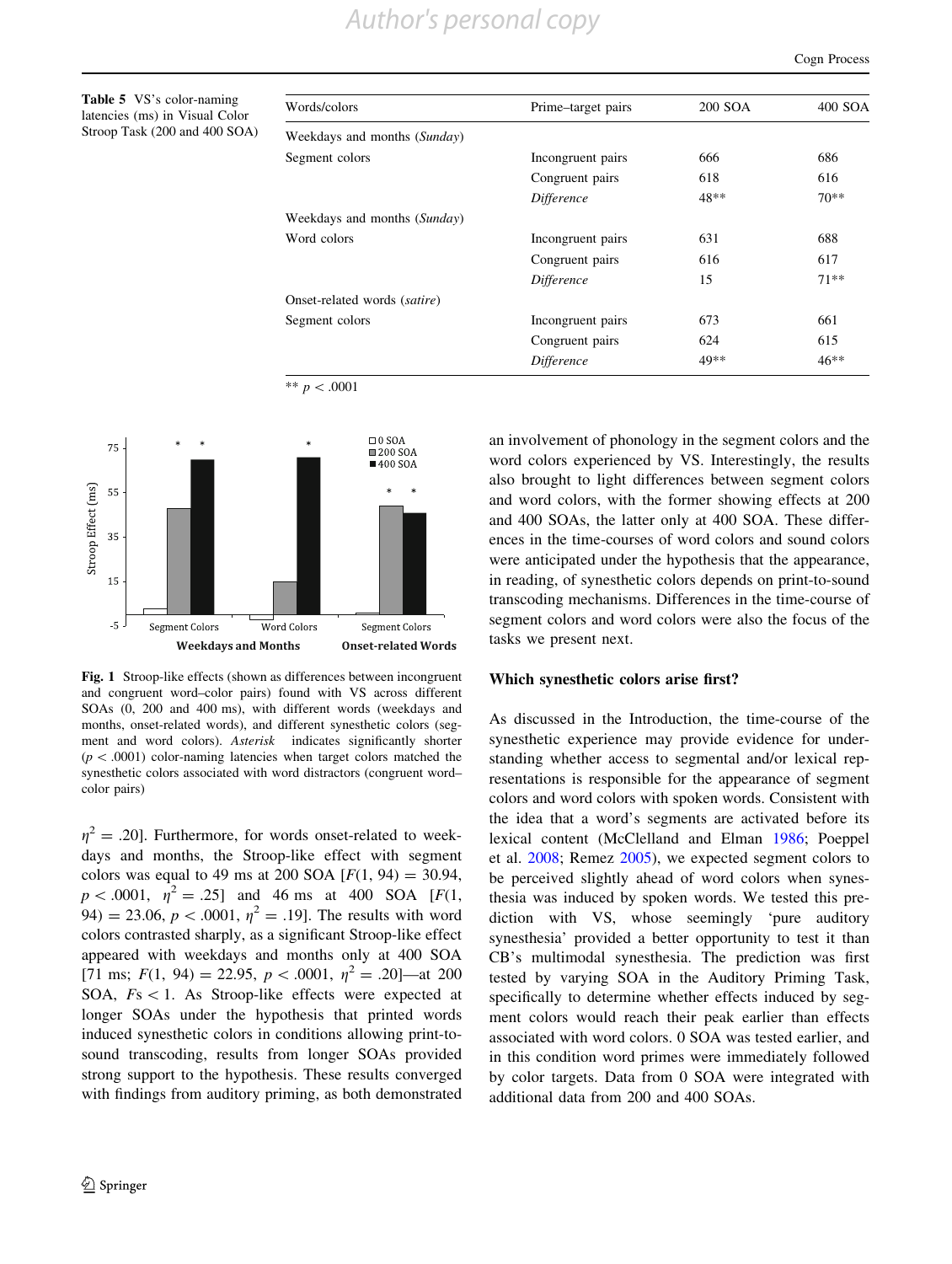**Table 5** VS's color-naming latencies (ms) in Visual Color Stroop Task (200 and 400 SOA)

| Words/colors | Prime–target pairs | 200 SOA | 400 SOA |
|---|---|---|---|
| Weekdays and months (*Sunday*) | | | |
| Segment colors | Incongruent pairs | 666 | 686 |
| | Congruent pairs | 618 | 616 |
| | *Difference* | 48** | 70** |
| Weekdays and months (*Sunday*) | | | |
| Word colors | Incongruent pairs | 631 | 688 |
| | Congruent pairs | 616 | 617 |
| | *Difference* | 15 | 71** |
| Onset-related words (*satire*) | | | |
| Segment colors | Incongruent pairs | 673 | 661 |
| | Congruent pairs | 624 | 615 |
| | *Difference* | 49** | 46** |

** $p < .0001$

**Fig. 1** Stroop-like effects (shown as differences between incongruent and congruent word–color pairs) found with VS across different SOAs (0, 200 and 400 ms), with different words (weekdays and months, onset-related words), and different synesthetic colors (segment and word colors). *Asterisk* indicates significantly shorter ($p < .0001$) color-naming latencies when target colors matched the synesthetic colors associated with word distractors (congruent word–color pairs)

$\eta^2 = .20$]. Furthermore, for words onset-related to weekdays and months, the Stroop-like effect with segment colors was equal to 49 ms at 200 SOA [$F(1, 94) = 30.94$, $p < .0001$, $\eta^2 = .25$] and 46 ms at 400 SOA [$F(1, 94) = 23.06$, $p < .0001$, $\eta^2 = .19$]. The results with word colors contrasted sharply, as a significant Stroop-like effect appeared with weekdays and months only at 400 SOA [71 ms; $F(1, 94) = 22.95$, $p < .0001$, $\eta^2 = .20$]—at 200 SOA, $Fs < 1$. As Stroop-like effects were expected at longer SOAs under the hypothesis that printed words induced synesthetic colors in conditions allowing print-to-sound transcoding, results from longer SOAs provided strong support to the hypothesis. These results converged with findings from auditory priming, as both demonstrated an involvement of phonology in the segment colors and the word colors experienced by VS. Interestingly, the results also brought to light differences between segment colors and word colors, with the former showing effects at 200 and 400 SOAs, the latter only at 400 SOA. These differences in the time-courses of word colors and sound colors were anticipated under the hypothesis that the appearance, in reading, of synesthetic colors depends on print-to-sound transcoding mechanisms. Differences in the time-course of segment colors and word colors were also the focus of the tasks we present next.

## Which synesthetic colors arise first?

As discussed in the Introduction, the time-course of the synesthetic experience may provide evidence for understanding whether access to segmental and/or lexical representations is responsible for the appearance of segment colors and word colors with spoken words. Consistent with the idea that a word's segments are activated before its lexical content (McClelland and Elman 1986; Poeppel et al. 2008; Remez 2005), we expected segment colors to be perceived slightly ahead of word colors when synesthesia was induced by spoken words. We tested this prediction with VS, whose seemingly 'pure auditory synesthesia' provided a better opportunity to test it than CB's multimodal synesthesia. The prediction was first tested by varying SOA in the Auditory Priming Task, specifically to determine whether effects induced by segment colors would reach their peak earlier than effects associated with word colors. 0 SOA was tested earlier, and in this condition word primes were immediately followed by color targets. Data from 0 SOA were integrated with additional data from 200 and 400 SOAs.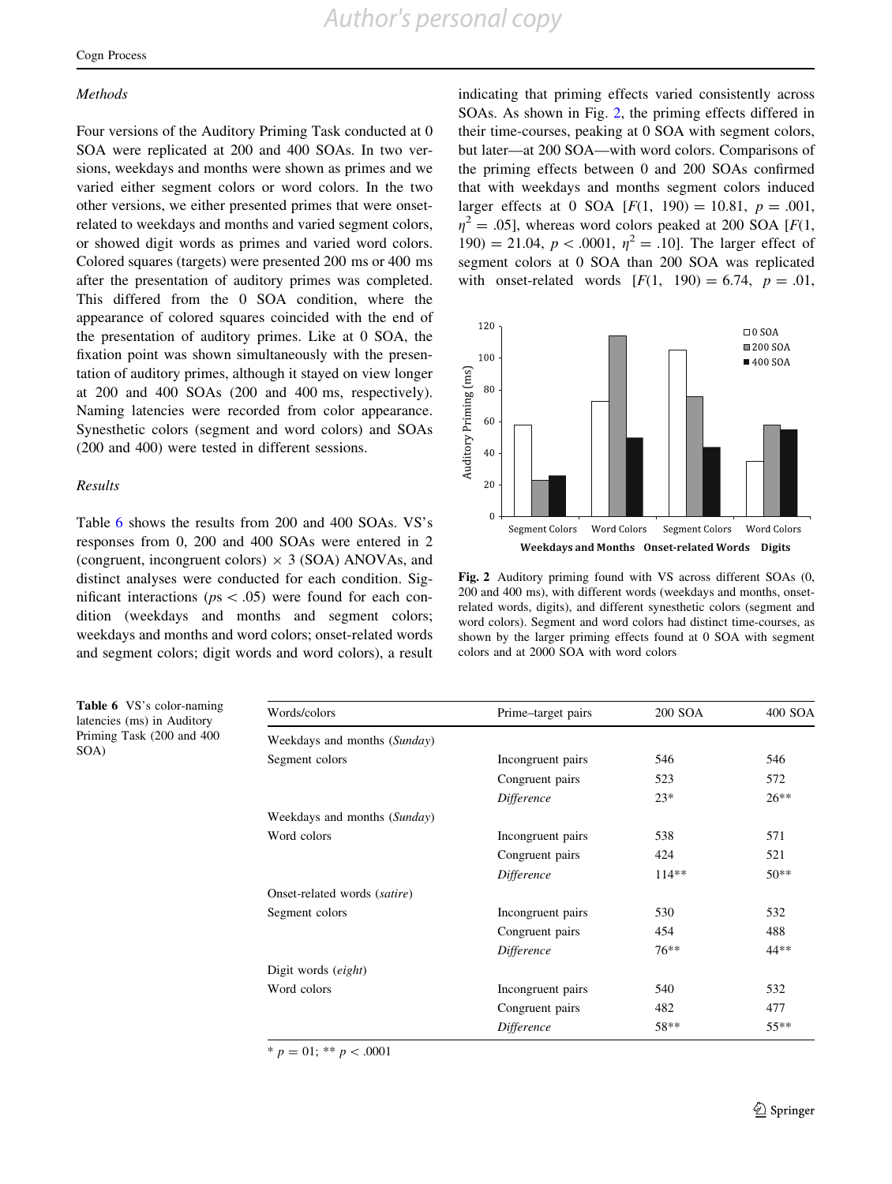### Methods

Four versions of the Auditory Priming Task conducted at 0 SOA were replicated at 200 and 400 SOAs. In two versions, weekdays and months were shown as primes and we varied either segment colors or word colors. In the two other versions, we either presented primes that were onset-related to weekdays and months and varied segment colors, or showed digit words as primes and varied word colors. Colored squares (targets) were presented 200 ms or 400 ms after the presentation of auditory primes was completed. This differed from the 0 SOA condition, where the appearance of colored squares coincided with the end of the presentation of auditory primes. Like at 0 SOA, the fixation point was shown simultaneously with the presentation of auditory primes, although it stayed on view longer at 200 and 400 SOAs (200 and 400 ms, respectively). Naming latencies were recorded from color appearance. Synesthetic colors (segment and word colors) and SOAs (200 and 400) were tested in different sessions.

### Results

Table 6 shows the results from 200 and 400 SOAs. VS's responses from 0, 200 and 400 SOAs were entered in 2 (congruent, incongruent colors) × 3 (SOA) ANOVAs, and distinct analyses were conducted for each condition. Significant interactions ($ps < .05$) were found for each condition (weekdays and months and segment colors; weekdays and months and word colors; onset-related words and segment colors; digit words and word colors), a result indicating that priming effects varied consistently across SOAs. As shown in Fig. 2, the priming effects differed in their time-courses, peaking at 0 SOA with segment colors, but later—at 200 SOA—with word colors. Comparisons of the priming effects between 0 and 200 SOAs confirmed that with weekdays and months segment colors induced larger effects at 0 SOA [$F(1, 190) = 10.81$, $p = .001$, $\eta^2 = .05$], whereas word colors peaked at 200 SOA [$F(1, 190) = 21.04$, $p < .0001$, $\eta^2 = .10$]. The larger effect of segment colors at 0 SOA than 200 SOA was replicated with onset-related words [$F(1, 190) = 6.74$, $p = .01$,

**Fig. 2** Auditory priming found with VS across different SOAs (0, 200 and 400 ms), with different words (weekdays and months, onset-related words, digits), and different synesthetic colors (segment and word colors). Segment and word colors had distinct time-courses, as shown by the larger priming effects found at 0 SOA with segment colors and at 2000 SOA with word colors

**Table 6** VS's color-naming latencies (ms) in Auditory Priming Task (200 and 400 SOA)

| Words/colors | Prime–target pairs | 200 SOA | 400 SOA |
|---|---|---|---|
| Weekdays and months (*Sunday*) | | | |
| Segment colors | Incongruent pairs | 546 | 546 |
| | Congruent pairs | 523 | 572 |
| | *Difference* | 23* | 26** |
| Weekdays and months (*Sunday*) | | | |
| Word colors | Incongruent pairs | 538 | 571 |
| | Congruent pairs | 424 | 521 |
| | *Difference* | 114** | 50** |
| Onset-related words (*satire*) | | | |
| Segment colors | Incongruent pairs | 530 | 532 |
| | Congruent pairs | 454 | 488 |
| | *Difference* | 76** | 44** |
| Digit words (*eight*) | | | |
| Word colors | Incongruent pairs | 540 | 532 |
| | Congruent pairs | 482 | 477 |
| | *Difference* | 58** | 55** |

* $p = 01$; ** $p < .0001$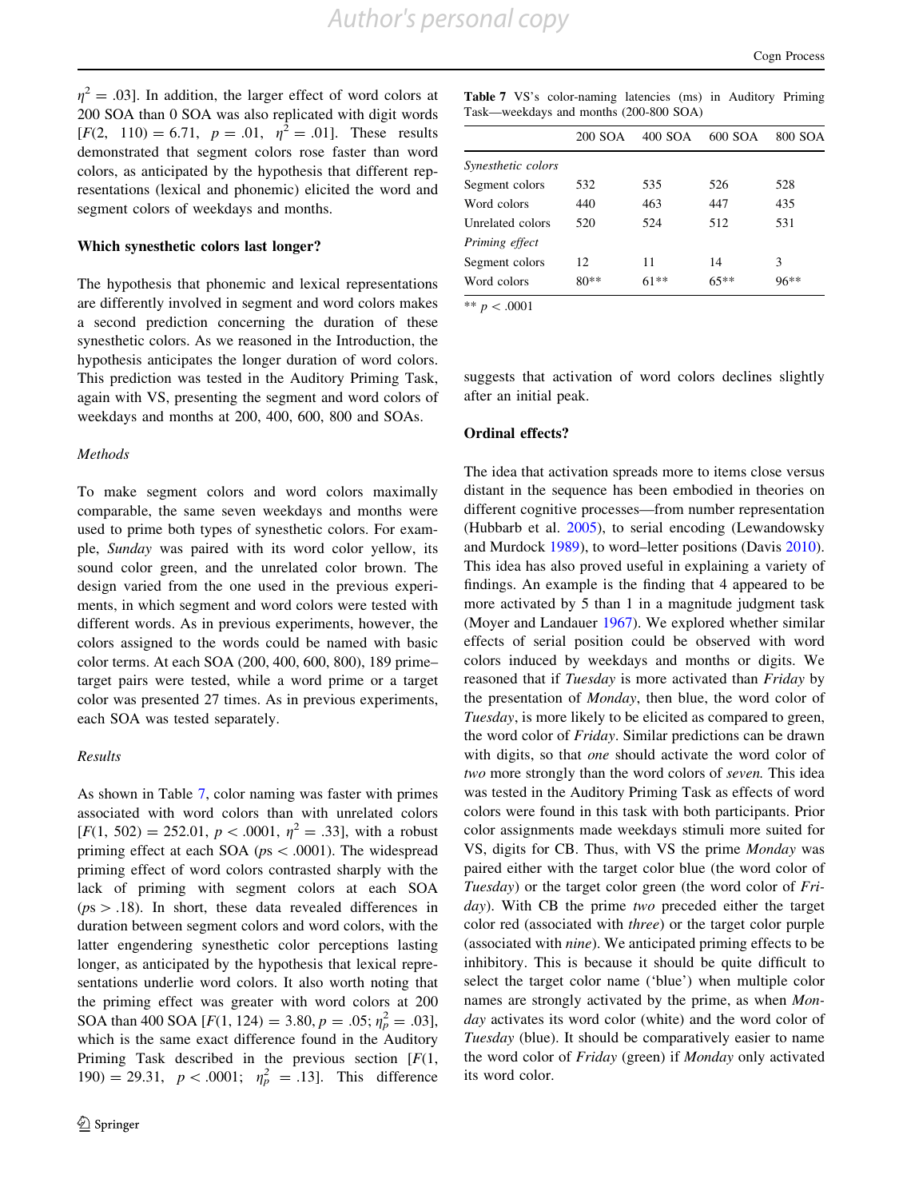$\eta^2 = .03$]. In addition, the larger effect of word colors at 200 SOA than 0 SOA was also replicated with digit words [$F(2,\ 110) = 6.71,\ p = .01,\ \eta^2 = .01$]. These results demonstrated that segment colors rose faster than word colors, as anticipated by the hypothesis that different representations (lexical and phonemic) elicited the word and segment colors of weekdays and months.

**Which synesthetic colors last longer?**

The hypothesis that phonemic and lexical representations are differently involved in segment and word colors makes a second prediction concerning the duration of these synesthetic colors. As we reasoned in the Introduction, the hypothesis anticipates the longer duration of word colors. This prediction was tested in the Auditory Priming Task, again with VS, presenting the segment and word colors of weekdays and months at 200, 400, 600, 800 and SOAs.

*Methods*

To make segment colors and word colors maximally comparable, the same seven weekdays and months were used to prime both types of synesthetic colors. For example, *Sunday* was paired with its word color yellow, its sound color green, and the unrelated color brown. The design varied from the one used in the previous experiments, in which segment and word colors were tested with different words. As in previous experiments, however, the colors assigned to the words could be named with basic color terms. At each SOA (200, 400, 600, 800), 189 prime–target pairs were tested, while a word prime or a target color was presented 27 times. As in previous experiments, each SOA was tested separately.

*Results*

As shown in Table 7, color naming was faster with primes associated with word colors than with unrelated colors [$F(1,\ 502) = 252.01,\ p < .0001,\ \eta^2 = .33$], with a robust priming effect at each SOA ($ps < .0001$). The widespread priming effect of word colors contrasted sharply with the lack of priming with segment colors at each SOA ($ps > .18$). In short, these data revealed differences in duration between segment colors and word colors, with the latter engendering synesthetic color perceptions lasting longer, as anticipated by the hypothesis that lexical representations underlie word colors. It also worth noting that the priming effect was greater with word colors at 200 SOA than 400 SOA [$F(1,\ 124) = 3.80, p = .05; \eta_p^2 = .03$], which is the same exact difference found in the Auditory Priming Task described in the previous section [$F(1,\ 190) = 29.31,\ \ p < .0001;\ \ \eta_p^2\ = .13$]. This difference suggests that activation of word colors declines slightly after an initial peak.

**Table 7** VS's color-naming latencies (ms) in Auditory Priming Task—weekdays and months (200-800 SOA)

| | 200 SOA | 400 SOA | 600 SOA | 800 SOA |
|---|---|---|---|---|
| *Synesthetic colors* | | | | |
| Segment colors | 532 | 535 | 526 | 528 |
| Word colors | 440 | 463 | 447 | 435 |
| Unrelated colors | 520 | 524 | 512 | 531 |
| *Priming effect* | | | | |
| Segment colors | 12 | 11 | 14 | 3 |
| Word colors | 80** | 61** | 65** | 96** |

** $p < .0001$

**Ordinal effects?**

The idea that activation spreads more to items close versus distant in the sequence has been embodied in theories on different cognitive processes—from number representation (Hubbarb et al. 2005), to serial encoding (Lewandowsky and Murdock 1989), to word–letter positions (Davis 2010). This idea has also proved useful in explaining a variety of findings. An example is the finding that 4 appeared to be more activated by 5 than 1 in a magnitude judgment task (Moyer and Landauer 1967). We explored whether similar effects of serial position could be observed with word colors induced by weekdays and months or digits. We reasoned that if *Tuesday* is more activated than *Friday* by the presentation of *Monday*, then blue, the word color of *Tuesday*, is more likely to be elicited as compared to green, the word color of *Friday*. Similar predictions can be drawn with digits, so that *one* should activate the word color of *two* more strongly than the word colors of *seven.* This idea was tested in the Auditory Priming Task as effects of word colors were found in this task with both participants. Prior color assignments made weekdays stimuli more suited for VS, digits for CB. Thus, with VS the prime *Monday* was paired either with the target color blue (the word color of *Tuesday*) or the target color green (the word color of *Friday*). With CB the prime *two* preceded either the target color red (associated with *three*) or the target color purple (associated with *nine*). We anticipated priming effects to be inhibitory. This is because it should be quite difficult to select the target color name ('blue') when multiple color names are strongly activated by the prime, as when *Monday* activates its word color (white) and the word color of *Tuesday* (blue). It should be comparatively easier to name the word color of *Friday* (green) if *Monday* only activated its word color.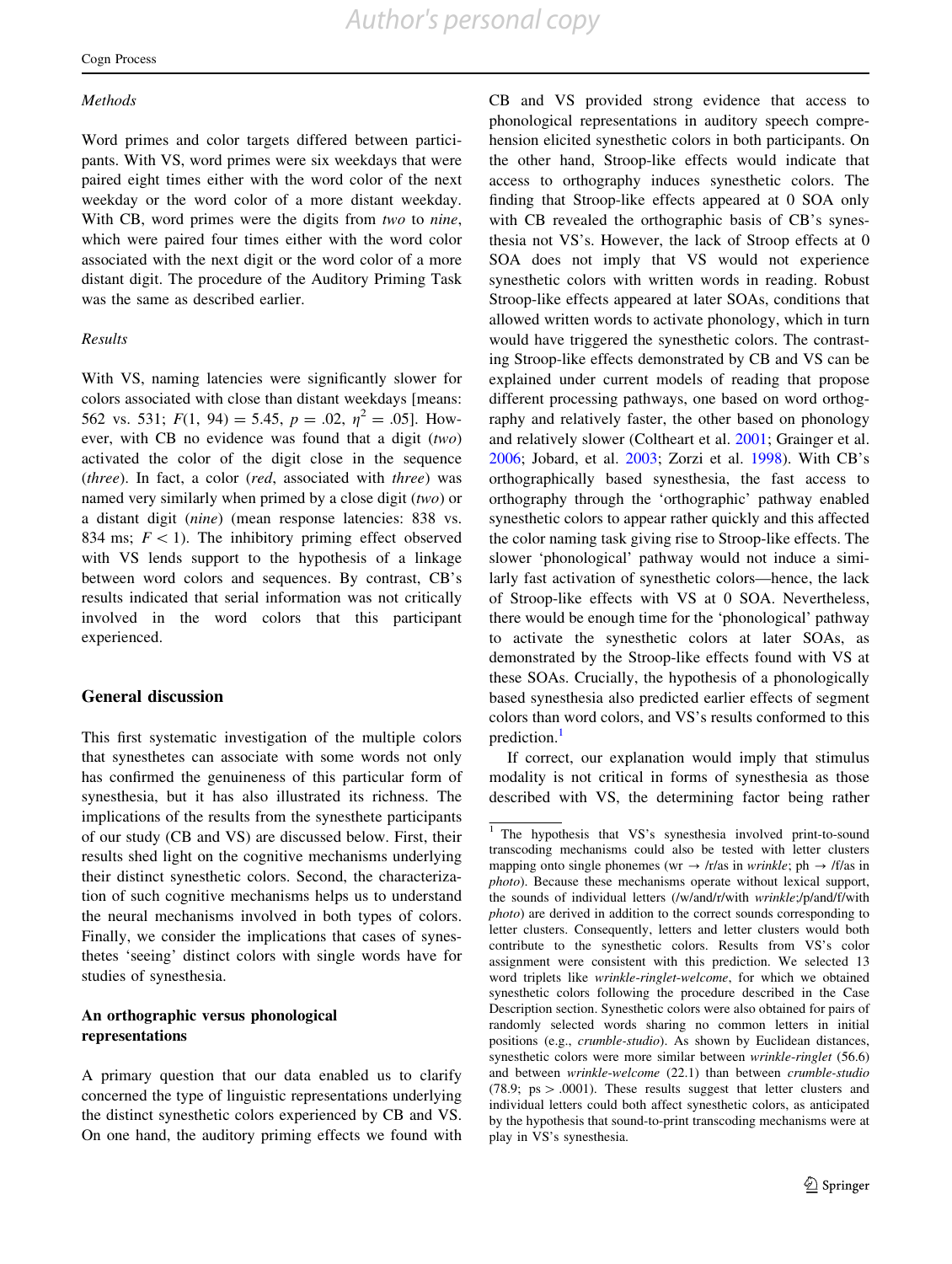*Methods*

Word primes and color targets differed between participants. With VS, word primes were six weekdays that were paired eight times either with the word color of the next weekday or the word color of a more distant weekday. With CB, word primes were the digits from *two* to *nine*, which were paired four times either with the word color associated with the next digit or the word color of a more distant digit. The procedure of the Auditory Priming Task was the same as described earlier.

*Results*

With VS, naming latencies were significantly slower for colors associated with close than distant weekdays [means: 562 vs. 531; $F(1, 94) = 5.45$, $p = .02$, $\eta^2 = .05$]. However, with CB no evidence was found that a digit (*two*) activated the color of the digit close in the sequence (*three*). In fact, a color (*red*, associated with *three*) was named very similarly when primed by a close digit (*two*) or a distant digit (*nine*) (mean response latencies: 838 vs. 834 ms; $F < 1$). The inhibitory priming effect observed with VS lends support to the hypothesis of a linkage between word colors and sequences. By contrast, CB's results indicated that serial information was not critically involved in the word colors that this participant experienced.

## General discussion

This first systematic investigation of the multiple colors that synesthetes can associate with some words not only has confirmed the genuineness of this particular form of synesthesia, but it has also illustrated its richness. The implications of the results from the synesthete participants of our study (CB and VS) are discussed below. First, their results shed light on the cognitive mechanisms underlying their distinct synesthetic colors. Second, the characterization of such cognitive mechanisms helps us to understand the neural mechanisms involved in both types of colors. Finally, we consider the implications that cases of synesthetes 'seeing' distinct colors with single words have for studies of synesthesia.

### An orthographic versus phonological representations

A primary question that our data enabled us to clarify concerned the type of linguistic representations underlying the distinct synesthetic colors experienced by CB and VS. On one hand, the auditory priming effects we found with CB and VS provided strong evidence that access to phonological representations in auditory speech comprehension elicited synesthetic colors in both participants. On the other hand, Stroop-like effects would indicate that access to orthography induces synesthetic colors. The finding that Stroop-like effects appeared at 0 SOA only with CB revealed the orthographic basis of CB's synesthesia not VS's. However, the lack of Stroop effects at 0 SOA does not imply that VS would not experience synesthetic colors with written words in reading. Robust Stroop-like effects appeared at later SOAs, conditions that allowed written words to activate phonology, which in turn would have triggered the synesthetic colors. The contrasting Stroop-like effects demonstrated by CB and VS can be explained under current models of reading that propose different processing pathways, one based on word orthography and relatively faster, the other based on phonology and relatively slower (Coltheart et al. 2001; Grainger et al. 2006; Jobard, et al. 2003; Zorzi et al. 1998). With CB's orthographically based synesthesia, the fast access to orthography through the 'orthographic' pathway enabled synesthetic colors to appear rather quickly and this affected the color naming task giving rise to Stroop-like effects. The slower 'phonological' pathway would not induce a similarly fast activation of synesthetic colors—hence, the lack of Stroop-like effects with VS at 0 SOA. Nevertheless, there would be enough time for the 'phonological' pathway to activate the synesthetic colors at later SOAs, as demonstrated by the Stroop-like effects found with VS at these SOAs. Crucially, the hypothesis of a phonologically based synesthesia also predicted earlier effects of segment colors than word colors, and VS's results conformed to this prediction.[1]

If correct, our explanation would imply that stimulus modality is not critical in forms of synesthesia as those described with VS, the determining factor being rather

[1] The hypothesis that VS's synesthesia involved print-to-sound transcoding mechanisms could also be tested with letter clusters mapping onto single phonemes (wr → /r/as in *wrinkle*; ph → /f/as in *photo*). Because these mechanisms operate without lexical support, the sounds of individual letters (/w/and/r/with *wrinkle*;/p/and/f/with *photo*) are derived in addition to the correct sounds corresponding to letter clusters. Consequently, letters and letter clusters would both contribute to the synesthetic colors. Results from VS's color assignment were consistent with this prediction. We selected 13 word triplets like *wrinkle-ringlet-welcome*, for which we obtained synesthetic colors following the procedure described in the Case Description section. Synesthetic colors were also obtained for pairs of randomly selected words sharing no common letters in initial positions (e.g., *crumble-studio*). As shown by Euclidean distances, synesthetic colors were more similar between *wrinkle-ringlet* (56.6) and between *wrinkle-welcome* (22.1) than between *crumble-studio* (78.9; ps > .0001). These results suggest that letter clusters and individual letters could both affect synesthetic colors, as anticipated by the hypothesis that sound-to-print transcoding mechanisms were at play in VS's synesthesia.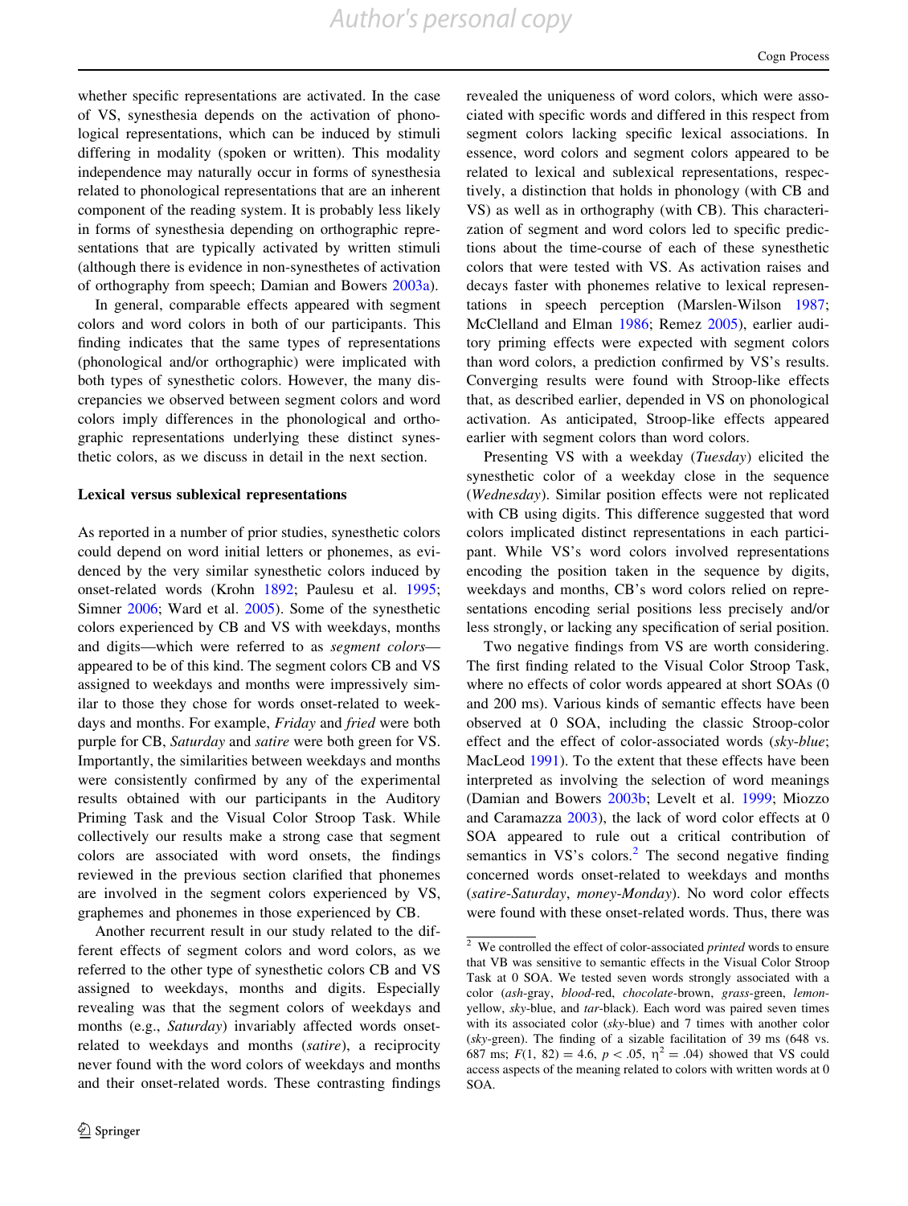whether specific representations are activated. In the case of VS, synesthesia depends on the activation of phonological representations, which can be induced by stimuli differing in modality (spoken or written). This modality independence may naturally occur in forms of synesthesia related to phonological representations that are an inherent component of the reading system. It is probably less likely in forms of synesthesia depending on orthographic representations that are typically activated by written stimuli (although there is evidence in non-synesthetes of activation of orthography from speech; Damian and Bowers 2003a).

In general, comparable effects appeared with segment colors and word colors in both of our participants. This finding indicates that the same types of representations (phonological and/or orthographic) were implicated with both types of synesthetic colors. However, the many discrepancies we observed between segment colors and word colors imply differences in the phonological and orthographic representations underlying these distinct synesthetic colors, as we discuss in detail in the next section.

### Lexical versus sublexical representations

As reported in a number of prior studies, synesthetic colors could depend on word initial letters or phonemes, as evidenced by the very similar synesthetic colors induced by onset-related words (Krohn 1892; Paulesu et al. 1995; Simner 2006; Ward et al. 2005). Some of the synesthetic colors experienced by CB and VS with weekdays, months and digits—which were referred to as *segment colors*—appeared to be of this kind. The segment colors CB and VS assigned to weekdays and months were impressively similar to those they chose for words onset-related to weekdays and months. For example, *Friday* and *fried* were both purple for CB, *Saturday* and *satire* were both green for VS. Importantly, the similarities between weekdays and months were consistently confirmed by any of the experimental results obtained with our participants in the Auditory Priming Task and the Visual Color Stroop Task. While collectively our results make a strong case that segment colors are associated with word onsets, the findings reviewed in the previous section clarified that phonemes are involved in the segment colors experienced by VS, graphemes and phonemes in those experienced by CB.

Another recurrent result in our study related to the different effects of segment colors and word colors, as we referred to the other type of synesthetic colors CB and VS assigned to weekdays, months and digits. Especially revealing was that the segment colors of weekdays and months (e.g., *Saturday*) invariably affected words onset-related to weekdays and months (*satire*), a reciprocity never found with the word colors of weekdays and months and their onset-related words. These contrasting findings revealed the uniqueness of word colors, which were associated with specific words and differed in this respect from segment colors lacking specific lexical associations. In essence, word colors and segment colors appeared to be related to lexical and sublexical representations, respectively, a distinction that holds in phonology (with CB and VS) as well as in orthography (with CB). This characterization of segment and word colors led to specific predictions about the time-course of each of these synesthetic colors that were tested with VS. As activation raises and decays faster with phonemes relative to lexical representations in speech perception (Marslen-Wilson 1987; McClelland and Elman 1986; Remez 2005), earlier auditory priming effects were expected with segment colors than word colors, a prediction confirmed by VS's results. Converging results were found with Stroop-like effects that, as described earlier, depended in VS on phonological activation. As anticipated, Stroop-like effects appeared earlier with segment colors than word colors.

Presenting VS with a weekday (*Tuesday*) elicited the synesthetic color of a weekday close in the sequence (*Wednesday*). Similar position effects were not replicated with CB using digits. This difference suggested that word colors implicated distinct representations in each participant. While VS's word colors involved representations encoding the position taken in the sequence by digits, weekdays and months, CB's word colors relied on representations encoding serial positions less precisely and/or less strongly, or lacking any specification of serial position.

Two negative findings from VS are worth considering. The first finding related to the Visual Color Stroop Task, where no effects of color words appeared at short SOAs (0 and 200 ms). Various kinds of semantic effects have been observed at 0 SOA, including the classic Stroop-color effect and the effect of color-associated words (*sky-blue*; MacLeod 1991). To the extent that these effects have been interpreted as involving the selection of word meanings (Damian and Bowers 2003b; Levelt et al. 1999; Miozzo and Caramazza 2003), the lack of word color effects at 0 SOA appeared to rule out a critical contribution of semantics in VS's colors.[2] The second negative finding concerned words onset-related to weekdays and months (*satire-Saturday*, *money-Monday*). No word color effects were found with these onset-related words. Thus, there was

[2] We controlled the effect of color-associated *printed* words to ensure that VB was sensitive to semantic effects in the Visual Color Stroop Task at 0 SOA. We tested seven words strongly associated with a color (*ash*-gray, *blood*-red, *chocolate*-brown, *grass*-green, *lemon*-yellow, *sky*-blue, and *tar*-black). Each word was paired seven times with its associated color (*sky*-blue) and 7 times with another color (*sky*-green). The finding of a sizable facilitation of 39 ms (648 vs. 687 ms; $F(1, 82) = 4.6$, $p < .05$, $\eta^2 = .04$) showed that VS could access aspects of the meaning related to colors with written words at 0 SOA.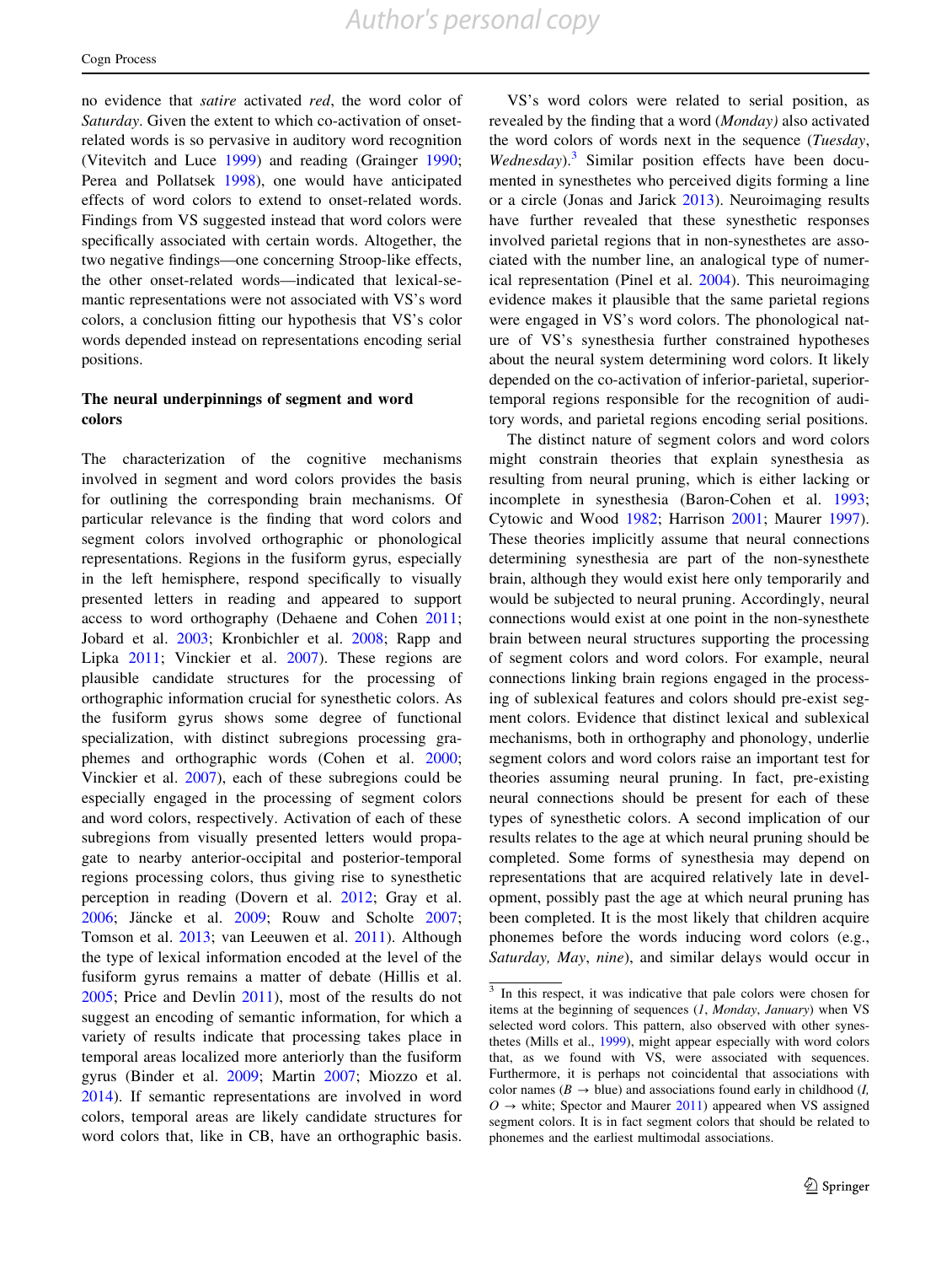no evidence that *satire* activated *red*, the word color of *Saturday*. Given the extent to which co-activation of onset-related words is so pervasive in auditory word recognition (Vitevitch and Luce 1999) and reading (Grainger 1990; Perea and Pollatsek 1998), one would have anticipated effects of word colors to extend to onset-related words. Findings from VS suggested instead that word colors were specifically associated with certain words. Altogether, the two negative findings—one concerning Stroop-like effects, the other onset-related words—indicated that lexical-semantic representations were not associated with VS's word colors, a conclusion fitting our hypothesis that VS's color words depended instead on representations encoding serial positions.

### The neural underpinnings of segment and word colors

The characterization of the cognitive mechanisms involved in segment and word colors provides the basis for outlining the corresponding brain mechanisms. Of particular relevance is the finding that word colors and segment colors involved orthographic or phonological representations. Regions in the fusiform gyrus, especially in the left hemisphere, respond specifically to visually presented letters in reading and appeared to support access to word orthography (Dehaene and Cohen 2011; Jobard et al. 2003; Kronbichler et al. 2008; Rapp and Lipka 2011; Vinckier et al. 2007). These regions are plausible candidate structures for the processing of orthographic information crucial for synesthetic colors. As the fusiform gyrus shows some degree of functional specialization, with distinct subregions processing graphemes and orthographic words (Cohen et al. 2000; Vinckier et al. 2007), each of these subregions could be especially engaged in the processing of segment colors and word colors, respectively. Activation of each of these subregions from visually presented letters would propagate to nearby anterior-occipital and posterior-temporal regions processing colors, thus giving rise to synesthetic perception in reading (Dovern et al. 2012; Gray et al. 2006; Jäncke et al. 2009; Rouw and Scholte 2007; Tomson et al. 2013; van Leeuwen et al. 2011). Although the type of lexical information encoded at the level of the fusiform gyrus remains a matter of debate (Hillis et al. 2005; Price and Devlin 2011), most of the results do not suggest an encoding of semantic information, for which a variety of results indicate that processing takes place in temporal areas localized more anteriorly than the fusiform gyrus (Binder et al. 2009; Martin 2007; Miozzo et al. 2014). If semantic representations are involved in word colors, temporal areas are likely candidate structures for word colors that, like in CB, have an orthographic basis.

VS's word colors were related to serial position, as revealed by the finding that a word (*Monday)* also activated the word colors of words next in the sequence (*Tuesday*, *Wednesday*).[3] Similar position effects have been documented in synesthetes who perceived digits forming a line or a circle (Jonas and Jarick 2013). Neuroimaging results have further revealed that these synesthetic responses involved parietal regions that in non-synesthetes are associated with the number line, an analogical type of numerical representation (Pinel et al. 2004). This neuroimaging evidence makes it plausible that the same parietal regions were engaged in VS's word colors. The phonological nature of VS's synesthesia further constrained hypotheses about the neural system determining word colors. It likely depended on the co-activation of inferior-parietal, superior-temporal regions responsible for the recognition of auditory words, and parietal regions encoding serial positions.

The distinct nature of segment colors and word colors might constrain theories that explain synesthesia as resulting from neural pruning, which is either lacking or incomplete in synesthesia (Baron-Cohen et al. 1993; Cytowic and Wood 1982; Harrison 2001; Maurer 1997). These theories implicitly assume that neural connections determining synesthesia are part of the non-synesthete brain, although they would exist here only temporarily and would be subjected to neural pruning. Accordingly, neural connections would exist at one point in the non-synesthete brain between neural structures supporting the processing of segment colors and word colors. For example, neural connections linking brain regions engaged in the processing of sublexical features and colors should pre-exist segment colors. Evidence that distinct lexical and sublexical mechanisms, both in orthography and phonology, underlie segment colors and word colors raise an important test for theories assuming neural pruning. In fact, pre-existing neural connections should be present for each of these types of synesthetic colors. A second implication of our results relates to the age at which neural pruning should be completed. Some forms of synesthesia may depend on representations that are acquired relatively late in development, possibly past the age at which neural pruning has been completed. It is the most likely that children acquire phonemes before the words inducing word colors (e.g., *Saturday, May*, *nine*), and similar delays would occur in

[3] In this respect, it was indicative that pale colors were chosen for items at the beginning of sequences (*1*, *Monday*, *January*) when VS selected word colors. This pattern, also observed with other synesthetes (Mills et al., 1999), might appear especially with word colors that, as we found with VS, were associated with sequences. Furthermore, it is perhaps not coincidental that associations with color names (*B* → blue) and associations found early in childhood (*I*, *O* → white; Spector and Maurer 2011) appeared when VS assigned segment colors. It is in fact segment colors that should be related to phonemes and the earliest multimodal associations.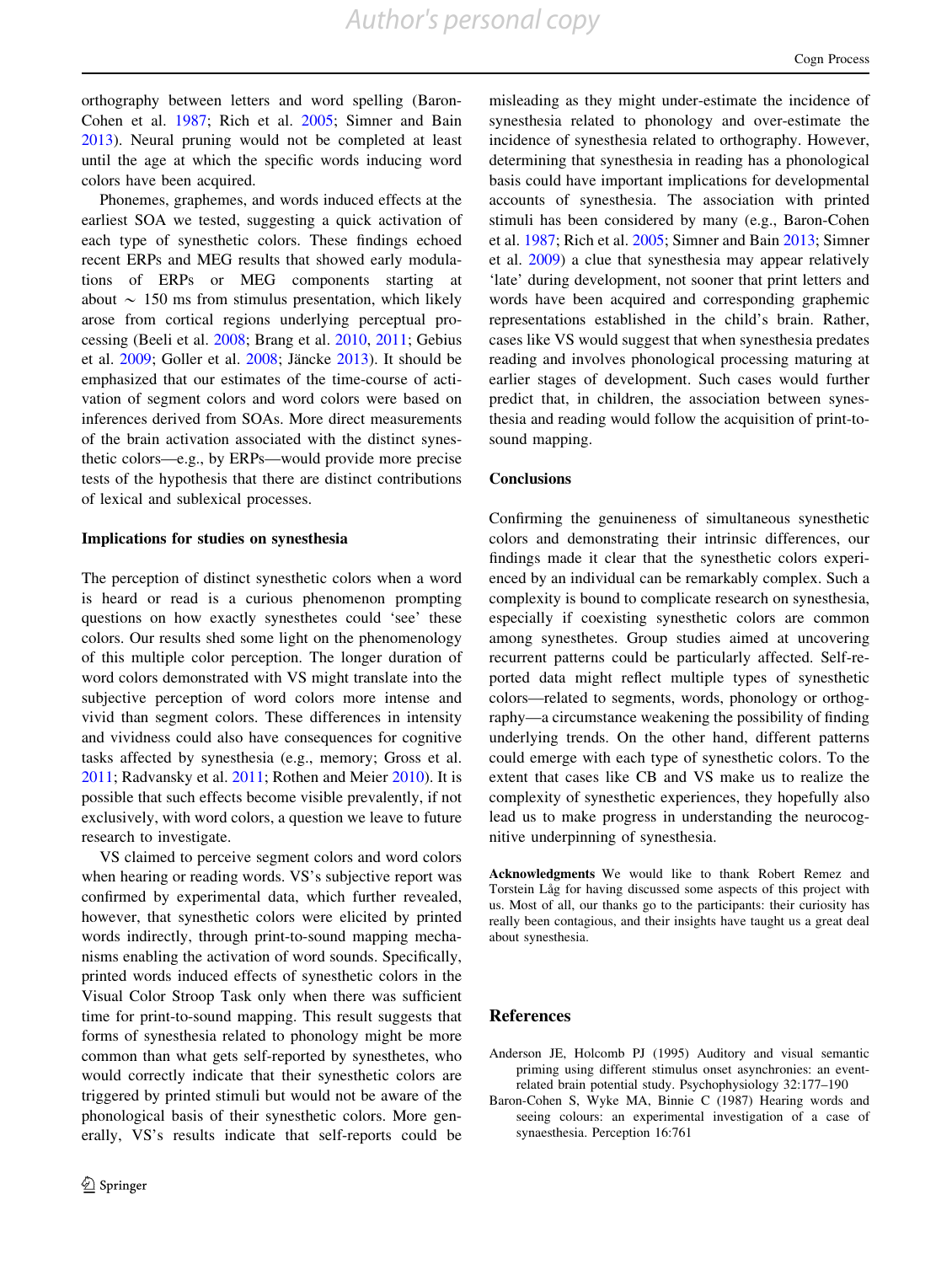orthography between letters and word spelling (Baron-Cohen et al. 1987; Rich et al. 2005; Simner and Bain 2013). Neural pruning would not be completed at least until the age at which the specific words inducing word colors have been acquired.

Phonemes, graphemes, and words induced effects at the earliest SOA we tested, suggesting a quick activation of each type of synesthetic colors. These findings echoed recent ERPs and MEG results that showed early modulations of ERPs or MEG components starting at about ~ 150 ms from stimulus presentation, which likely arose from cortical regions underlying perceptual processing (Beeli et al. 2008; Brang et al. 2010, 2011; Gebius et al. 2009; Goller et al. 2008; Jäncke 2013). It should be emphasized that our estimates of the time-course of activation of segment colors and word colors were based on inferences derived from SOAs. More direct measurements of the brain activation associated with the distinct synesthetic colors—e.g., by ERPs—would provide more precise tests of the hypothesis that there are distinct contributions of lexical and sublexical processes.

### Implications for studies on synesthesia

The perception of distinct synesthetic colors when a word is heard or read is a curious phenomenon prompting questions on how exactly synesthetes could 'see' these colors. Our results shed some light on the phenomenology of this multiple color perception. The longer duration of word colors demonstrated with VS might translate into the subjective perception of word colors more intense and vivid than segment colors. These differences in intensity and vividness could also have consequences for cognitive tasks affected by synesthesia (e.g., memory; Gross et al. 2011; Radvansky et al. 2011; Rothen and Meier 2010). It is possible that such effects become visible prevalently, if not exclusively, with word colors, a question we leave to future research to investigate.

VS claimed to perceive segment colors and word colors when hearing or reading words. VS's subjective report was confirmed by experimental data, which further revealed, however, that synesthetic colors were elicited by printed words indirectly, through print-to-sound mapping mechanisms enabling the activation of word sounds. Specifically, printed words induced effects of synesthetic colors in the Visual Color Stroop Task only when there was sufficient time for print-to-sound mapping. This result suggests that forms of synesthesia related to phonology might be more common than what gets self-reported by synesthetes, who would correctly indicate that their synesthetic colors are triggered by printed stimuli but would not be aware of the phonological basis of their synesthetic colors. More generally, VS's results indicate that self-reports could be misleading as they might under-estimate the incidence of synesthesia related to phonology and over-estimate the incidence of synesthesia related to orthography. However, determining that synesthesia in reading has a phonological basis could have important implications for developmental accounts of synesthesia. The association with printed stimuli has been considered by many (e.g., Baron-Cohen et al. 1987; Rich et al. 2005; Simner and Bain 2013; Simner et al. 2009) a clue that synesthesia may appear relatively 'late' during development, not sooner that print letters and words have been acquired and corresponding graphemic representations established in the child's brain. Rather, cases like VS would suggest that when synesthesia predates reading and involves phonological processing maturing at earlier stages of development. Such cases would further predict that, in children, the association between synesthesia and reading would follow the acquisition of print-to-sound mapping.

### Conclusions

Confirming the genuineness of simultaneous synesthetic colors and demonstrating their intrinsic differences, our findings made it clear that the synesthetic colors experienced by an individual can be remarkably complex. Such a complexity is bound to complicate research on synesthesia, especially if coexisting synesthetic colors are common among synesthetes. Group studies aimed at uncovering recurrent patterns could be particularly affected. Self-reported data might reflect multiple types of synesthetic colors—related to segments, words, phonology or orthography—a circumstance weakening the possibility of finding underlying trends. On the other hand, different patterns could emerge with each type of synesthetic colors. To the extent that cases like CB and VS make us to realize the complexity of synesthetic experiences, they hopefully also lead us to make progress in understanding the neurocognitive underpinning of synesthesia.

**Acknowledgments** We would like to thank Robert Remez and Torstein Låg for having discussed some aspects of this project with us. Most of all, our thanks go to the participants: their curiosity has really been contagious, and their insights have taught us a great deal about synesthesia.

## References

Anderson JE, Holcomb PJ (1995) Auditory and visual semantic priming using different stimulus onset asynchronies: an event-related brain potential study. Psychophysiology 32:177–190

Baron-Cohen S, Wyke MA, Binnie C (1987) Hearing words and seeing colours: an experimental investigation of a case of synaesthesia. Perception 16:761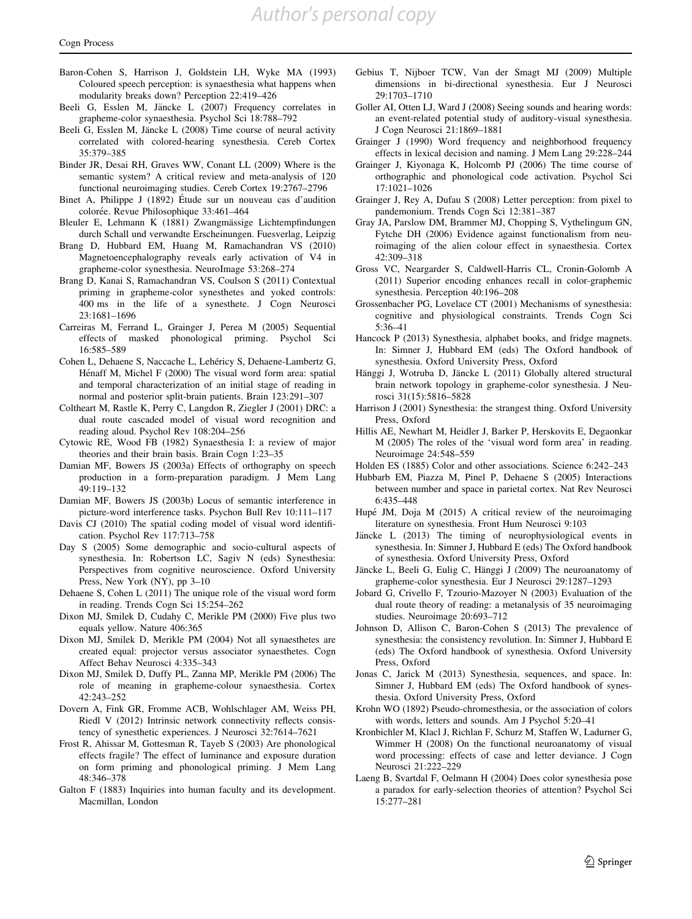Baron-Cohen S, Harrison J, Goldstein LH, Wyke MA (1993) Coloured speech perception: is synaesthesia what happens when modularity breaks down? Perception 22:419–426

Beeli G, Esslen M, Jäncke L (2007) Frequency correlates in grapheme-color synaesthesia. Psychol Sci 18:788–792

Beeli G, Esslen M, Jäncke L (2008) Time course of neural activity correlated with colored-hearing synesthesia. Cereb Cortex 35:379–385

Binder JR, Desai RH, Graves WW, Conant LL (2009) Where is the semantic system? A critical review and meta-analysis of 120 functional neuroimaging studies. Cereb Cortex 19:2767–2796

Binet A, Philippe J (1892) Étude sur un nouveau cas d'audition colorée. Revue Philosophique 33:461–464

Bleuler E, Lehmann K (1881) Zwangmässige Lichtempfindungen durch Schall und verwandte Erscheinungen. Fuesverlag, Leipzig

Brang D, Hubbard EM, Huang M, Ramachandran VS (2010) Magnetoencephalography reveals early activation of V4 in grapheme-color synesthesia. NeuroImage 53:268–274

Brang D, Kanai S, Ramachandran VS, Coulson S (2011) Contextual priming in grapheme-color synesthetes and yoked controls: 400 ms in the life of a synesthete. J Cogn Neurosci 23:1681–1696

Carreiras M, Ferrand L, Grainger J, Perea M (2005) Sequential effects of masked phonological priming. Psychol Sci 16:585–589

Cohen L, Dehaene S, Naccache L, Lehéricy S, Dehaene-Lambertz G, Hénaff M, Michel F (2000) The visual word form area: spatial and temporal characterization of an initial stage of reading in normal and posterior split-brain patients. Brain 123:291–307

Coltheart M, Rastle K, Perry C, Langdon R, Ziegler J (2001) DRC: a dual route cascaded model of visual word recognition and reading aloud. Psychol Rev 108:204–256

Cytowic RE, Wood FB (1982) Synaesthesia I: a review of major theories and their brain basis. Brain Cogn 1:23–35

Damian MF, Bowers JS (2003a) Effects of orthography on speech production in a form-preparation paradigm. J Mem Lang 49:119–132

Damian MF, Bowers JS (2003b) Locus of semantic interference in picture-word interference tasks. Psychon Bull Rev 10:111–117

Davis CJ (2010) The spatial coding model of visual word identification. Psychol Rev 117:713–758

Day S (2005) Some demographic and socio-cultural aspects of synesthesia. In: Robertson LC, Sagiv N (eds) Synesthesia: Perspectives from cognitive neuroscience. Oxford University Press, New York (NY), pp 3–10

Dehaene S, Cohen L (2011) The unique role of the visual word form in reading. Trends Cogn Sci 15:254–262

Dixon MJ, Smilek D, Cudahy C, Merikle PM (2000) Five plus two equals yellow. Nature 406:365

Dixon MJ, Smilek D, Merikle PM (2004) Not all synaesthetes are created equal: projector versus associator synaesthetes. Cogn Affect Behav Neurosci 4:335–343

Dixon MJ, Smilek D, Duffy PL, Zanna MP, Merikle PM (2006) The role of meaning in grapheme-colour synaesthesia. Cortex 42:243–252

Dovern A, Fink GR, Fromme ACB, Wohlschlager AM, Weiss PH, Riedl V (2012) Intrinsic network connectivity reflects consistency of synesthetic experiences. J Neurosci 32:7614–7621

Frost R, Ahissar M, Gottesman R, Tayeb S (2003) Are phonological effects fragile? The effect of luminance and exposure duration on form priming and phonological priming. J Mem Lang 48:346–378

Galton F (1883) Inquiries into human faculty and its development. Macmillan, London

Gebius T, Nijboer TCW, Van der Smagt MJ (2009) Multiple dimensions in bi-directional synesthesia. Eur J Neurosci 29:1703–1710

Goller AI, Otten LJ, Ward J (2008) Seeing sounds and hearing words: an event-related potential study of auditory-visual synesthesia. J Cogn Neurosci 21:1869–1881

Grainger J (1990) Word frequency and neighborhood frequency effects in lexical decision and naming. J Mem Lang 29:228–244

Grainger J, Kiyonaga K, Holcomb PJ (2006) The time course of orthographic and phonological code activation. Psychol Sci 17:1021–1026

Grainger J, Rey A, Dufau S (2008) Letter perception: from pixel to pandemonium. Trends Cogn Sci 12:381–387

Gray JA, Parslow DM, Brammer MJ, Chopping S, Vythelingum GN, Fytche DH (2006) Evidence against functionalism from neuroimaging of the alien colour effect in synaesthesia. Cortex 42:309–318

Gross VC, Neargarder S, Caldwell-Harris CL, Cronin-Golomb A (2011) Superior encoding enhances recall in color-graphemic synesthesia. Perception 40:196–208

Grossenbacher PG, Lovelace CT (2001) Mechanisms of synesthesia: cognitive and physiological constraints. Trends Cogn Sci 5:36–41

Hancock P (2013) Synesthesia, alphabet books, and fridge magnets. In: Simner J, Hubbard EM (eds) The Oxford handbook of synesthesia. Oxford University Press, Oxford

Hänggi J, Wotruba D, Jäncke L (2011) Globally altered structural brain network topology in grapheme-color synesthesia. J Neurosci 31(15):5816–5828

Harrison J (2001) Synesthesia: the strangest thing. Oxford University Press, Oxford

Hillis AE, Newhart M, Heidler J, Barker P, Herskovits E, Degaonkar M (2005) The roles of the 'visual word form area' in reading. Neuroimage 24:548–559

Holden ES (1885) Color and other associations. Science 6:242–243

Hubbarb EM, Piazza M, Pinel P, Dehaene S (2005) Interactions between number and space in parietal cortex. Nat Rev Neurosci 6:435–448

Hupé JM, Doja M (2015) A critical review of the neuroimaging literature on synesthesia. Front Hum Neurosci 9:103

Jäncke L (2013) The timing of neurophysiological events in synesthesia. In: Simner J, Hubbard E (eds) The Oxford handbook of synesthesia. Oxford University Press, Oxford

Jäncke L, Beeli G, Eulig C, Hänggi J (2009) The neuroanatomy of grapheme-color synesthesia. Eur J Neurosci 29:1287–1293

Jobard G, Crivello F, Tzourio-Mazoyer N (2003) Evaluation of the dual route theory of reading: a metanalysis of 35 neuroimaging studies. Neuroimage 20:693–712

Johnson D, Allison C, Baron-Cohen S (2013) The prevalence of synesthesia: the consistency revolution. In: Simner J, Hubbard E (eds) The Oxford handbook of synesthesia. Oxford University Press, Oxford

Jonas C, Jarick M (2013) Synesthesia, sequences, and space. In: Simner J, Hubbard EM (eds) The Oxford handbook of synesthesia. Oxford University Press, Oxford

Krohn WO (1892) Pseudo-chromesthesia, or the association of colors with words, letters and sounds. Am J Psychol 5:20–41

Kronbichler M, Klacl J, Richlan F, Schurz M, Staffen W, Ladurner G, Wimmer H (2008) On the functional neuroanatomy of visual word processing: effects of case and letter deviance. J Cogn Neurosci 21:222–229

Laeng B, Svartdal F, Oelmann H (2004) Does color synesthesia pose a paradox for early-selection theories of attention? Psychol Sci 15:277–281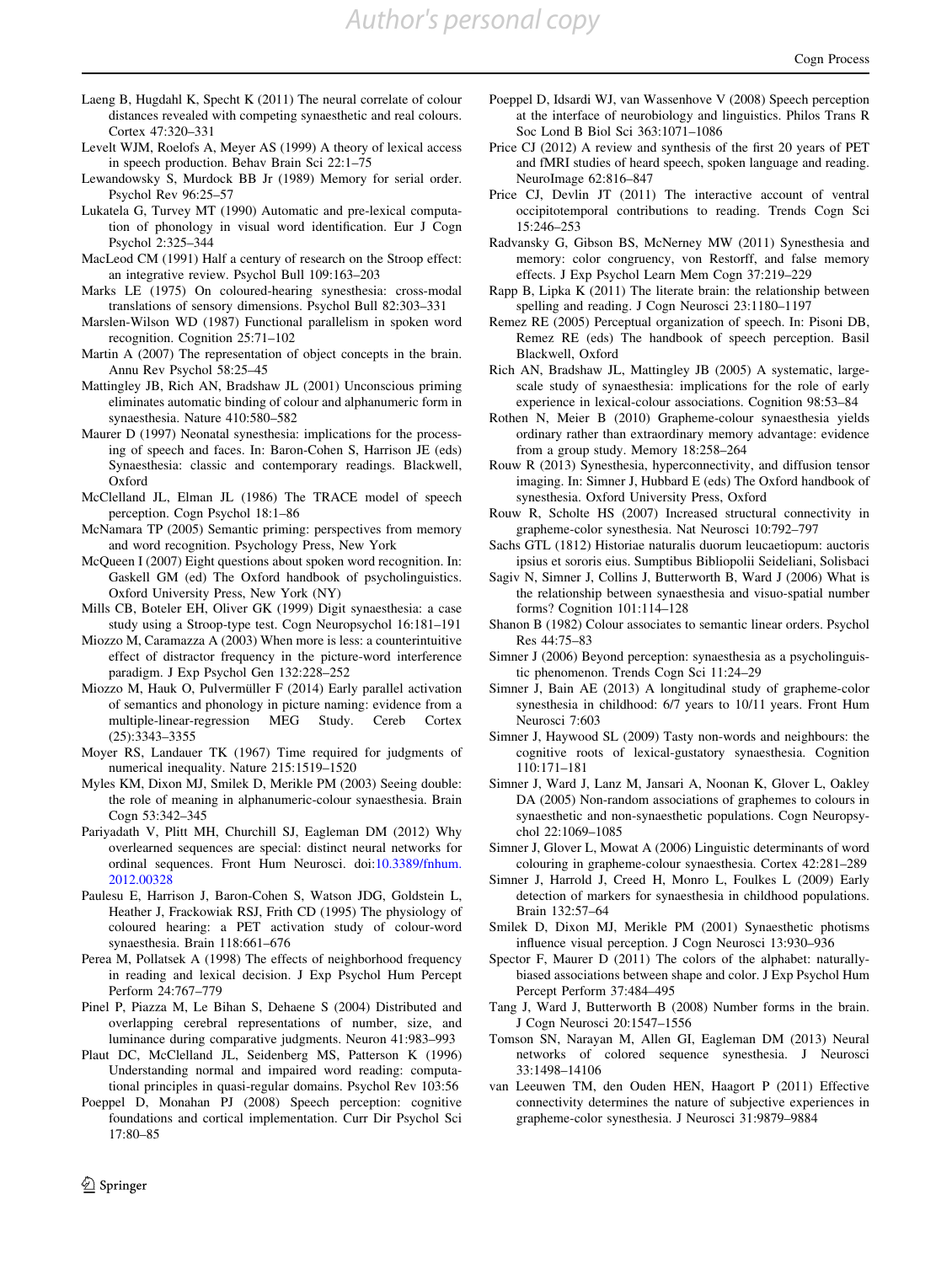Laeng B, Hugdahl K, Specht K (2011) The neural correlate of colour distances revealed with competing synaesthetic and real colours. Cortex 47:320–331

Levelt WJM, Roelofs A, Meyer AS (1999) A theory of lexical access in speech production. Behav Brain Sci 22:1–75

Lewandowsky S, Murdock BB Jr (1989) Memory for serial order. Psychol Rev 96:25–57

Lukatela G, Turvey MT (1990) Automatic and pre-lexical computation of phonology in visual word identification. Eur J Cogn Psychol 2:325–344

MacLeod CM (1991) Half a century of research on the Stroop effect: an integrative review. Psychol Bull 109:163–203

Marks LE (1975) On coloured-hearing synesthesia: cross-modal translations of sensory dimensions. Psychol Bull 82:303–331

Marslen-Wilson WD (1987) Functional parallelism in spoken word recognition. Cognition 25:71–102

Martin A (2007) The representation of object concepts in the brain. Annu Rev Psychol 58:25–45

Mattingley JB, Rich AN, Bradshaw JL (2001) Unconscious priming eliminates automatic binding of colour and alphanumeric form in synaesthesia. Nature 410:580–582

Maurer D (1997) Neonatal synesthesia: implications for the processing of speech and faces. In: Baron-Cohen S, Harrison JE (eds) Synaesthesia: classic and contemporary readings. Blackwell, Oxford

McClelland JL, Elman JL (1986) The TRACE model of speech perception. Cogn Psychol 18:1–86

McNamara TP (2005) Semantic priming: perspectives from memory and word recognition. Psychology Press, New York

McQueen I (2007) Eight questions about spoken word recognition. In: Gaskell GM (ed) The Oxford handbook of psycholinguistics. Oxford University Press, New York (NY)

Mills CB, Boteler EH, Oliver GK (1999) Digit synaesthesia: a case study using a Stroop-type test. Cogn Neuropsychol 16:181–191

Miozzo M, Caramazza A (2003) When more is less: a counterintuitive effect of distractor frequency in the picture-word interference paradigm. J Exp Psychol Gen 132:228–252

Miozzo M, Hauk O, Pulvermüller F (2014) Early parallel activation of semantics and phonology in picture naming: evidence from a multiple-linear-regression MEG Study. Cereb Cortex (25):3343–3355

Moyer RS, Landauer TK (1967) Time required for judgments of numerical inequality. Nature 215:1519–1520

Myles KM, Dixon MJ, Smilek D, Merikle PM (2003) Seeing double: the role of meaning in alphanumeric-colour synaesthesia. Brain Cogn 53:342–345

Pariyadath V, Plitt MH, Churchill SJ, Eagleman DM (2012) Why overlearned sequences are special: distinct neural networks for ordinal sequences. Front Hum Neurosci. doi:10.3389/fnhum.2012.00328

Paulesu E, Harrison J, Baron-Cohen S, Watson JDG, Goldstein L, Heather J, Frackowiak RSJ, Frith CD (1995) The physiology of coloured hearing: a PET activation study of colour-word synaesthesia. Brain 118:661–676

Perea M, Pollatsek A (1998) The effects of neighborhood frequency in reading and lexical decision. J Exp Psychol Hum Percept Perform 24:767–779

Pinel P, Piazza M, Le Bihan S, Dehaene S (2004) Distributed and overlapping cerebral representations of number, size, and luminance during comparative judgments. Neuron 41:983–993

Plaut DC, McClelland JL, Seidenberg MS, Patterson K (1996) Understanding normal and impaired word reading: computational principles in quasi-regular domains. Psychol Rev 103:56

Poeppel D, Monahan PJ (2008) Speech perception: cognitive foundations and cortical implementation. Curr Dir Psychol Sci 17:80–85

Poeppel D, Idsardi WJ, van Wassenhove V (2008) Speech perception at the interface of neurobiology and linguistics. Philos Trans R Soc Lond B Biol Sci 363:1071–1086

Price CJ (2012) A review and synthesis of the first 20 years of PET and fMRI studies of heard speech, spoken language and reading. NeuroImage 62:816–847

Price CJ, Devlin JT (2011) The interactive account of ventral occipitotemporal contributions to reading. Trends Cogn Sci 15:246–253

Radvansky G, Gibson BS, McNerney MW (2011) Synesthesia and memory: color congruency, von Restorff, and false memory effects. J Exp Psychol Learn Mem Cogn 37:219–229

Rapp B, Lipka K (2011) The literate brain: the relationship between spelling and reading. J Cogn Neurosci 23:1180–1197

Remez RE (2005) Perceptual organization of speech. In: Pisoni DB, Remez RE (eds) The handbook of speech perception. Basil Blackwell, Oxford

Rich AN, Bradshaw JL, Mattingley JB (2005) A systematic, large-scale study of synaesthesia: implications for the role of early experience in lexical-colour associations. Cognition 98:53–84

Rothen N, Meier B (2010) Grapheme-colour synaesthesia yields ordinary rather than extraordinary memory advantage: evidence from a group study. Memory 18:258–264

Rouw R (2013) Synesthesia, hyperconnectivity, and diffusion tensor imaging. In: Simner J, Hubbard E (eds) The Oxford handbook of synesthesia. Oxford University Press, Oxford

Rouw R, Scholte HS (2007) Increased structural connectivity in grapheme-color synesthesia. Nat Neurosci 10:792–797

Sachs GTL (1812) Historiae naturalis duorum leucaetiopum: auctoris ipsius et sororis eius. Sumptibus Bibliopolii Seideliani, Solisbaci

Sagiv N, Simner J, Collins J, Butterworth B, Ward J (2006) What is the relationship between synaesthesia and visuo-spatial number forms? Cognition 101:114–128

Shanon B (1982) Colour associates to semantic linear orders. Psychol Res 44:75–83

Simner J (2006) Beyond perception: synaesthesia as a psycholinguistic phenomenon. Trends Cogn Sci 11:24–29

Simner J, Bain AE (2013) A longitudinal study of grapheme-color synesthesia in childhood: 6/7 years to 10/11 years. Front Hum Neurosci 7:603

Simner J, Haywood SL (2009) Tasty non-words and neighbours: the cognitive roots of lexical-gustatory synaesthesia. Cognition 110:171–181

Simner J, Ward J, Lanz M, Jansari A, Noonan K, Glover L, Oakley DA (2005) Non-random associations of graphemes to colours in synaesthetic and non-synaesthetic populations. Cogn Neuropsychol 22:1069–1085

Simner J, Glover L, Mowat A (2006) Linguistic determinants of word colouring in grapheme-colour synaesthesia. Cortex 42:281–289

Simner J, Harrold J, Creed H, Monro L, Foulkes L (2009) Early detection of markers for synaesthesia in childhood populations. Brain 132:57–64

Smilek D, Dixon MJ, Merikle PM (2001) Synaesthetic photisms influence visual perception. J Cogn Neurosci 13:930–936

Spector F, Maurer D (2011) The colors of the alphabet: naturally-biased associations between shape and color. J Exp Psychol Hum Percept Perform 37:484–495

Tang J, Ward J, Butterworth B (2008) Number forms in the brain. J Cogn Neurosci 20:1547–1556

Tomson SN, Narayan M, Allen GI, Eagleman DM (2013) Neural networks of colored sequence synesthesia. J Neurosci 33:1498–14106

van Leeuwen TM, den Ouden HEN, Haagort P (2011) Effective connectivity determines the nature of subjective experiences in grapheme-color synesthesia. J Neurosci 31:9879–9884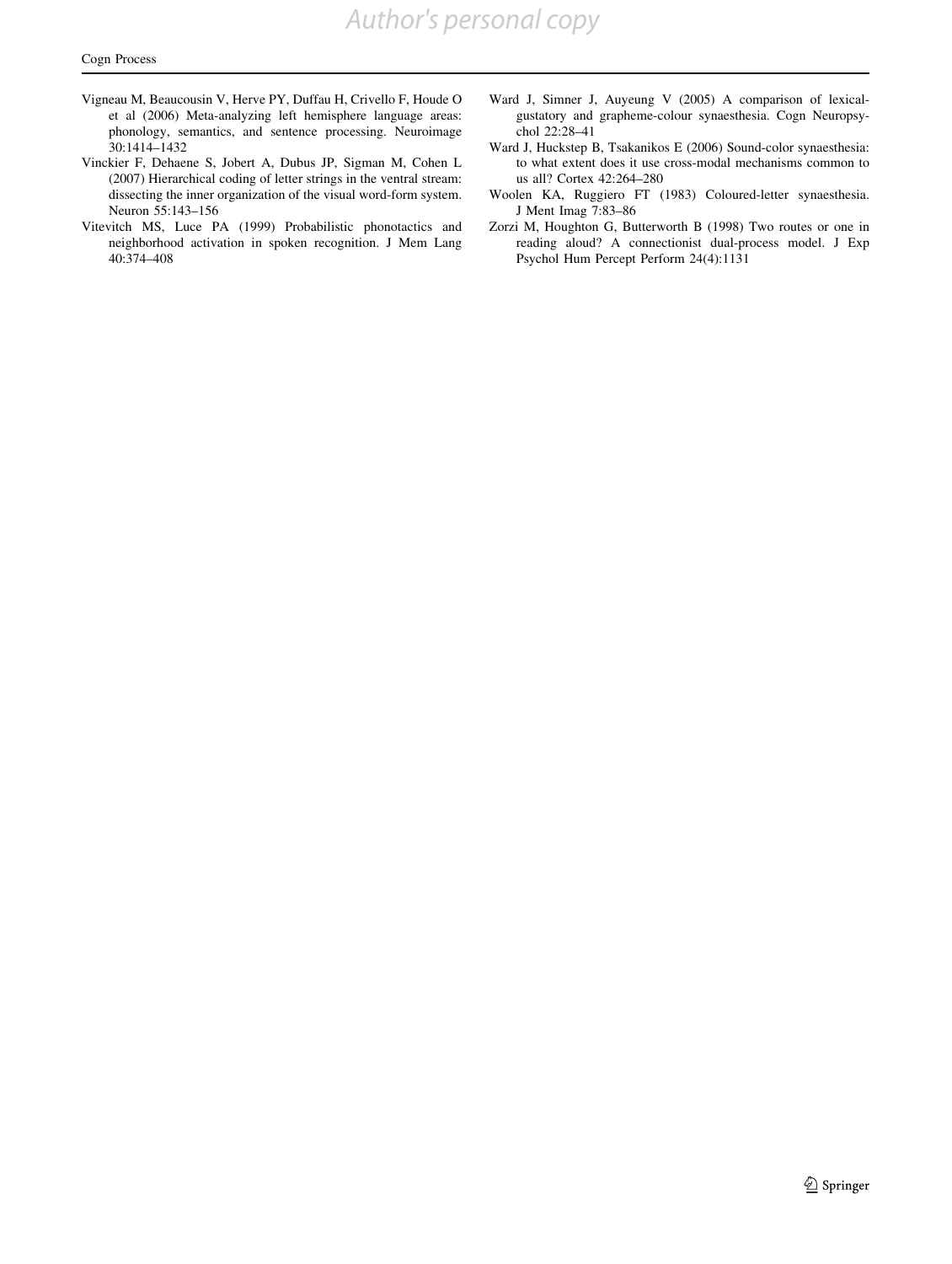Vigneau M, Beaucousin V, Herve PY, Duffau H, Crivello F, Houde O et al (2006) Meta-analyzing left hemisphere language areas: phonology, semantics, and sentence processing. Neuroimage 30:1414–1432

Vinckier F, Dehaene S, Jobert A, Dubus JP, Sigman M, Cohen L (2007) Hierarchical coding of letter strings in the ventral stream: dissecting the inner organization of the visual word-form system. Neuron 55:143–156

Vitevitch MS, Luce PA (1999) Probabilistic phonotactics and neighborhood activation in spoken recognition. J Mem Lang 40:374–408

Ward J, Simner J, Auyeung V (2005) A comparison of lexical-gustatory and grapheme-colour synaesthesia. Cogn Neuropsychol 22:28–41

Ward J, Huckstep B, Tsakanikos E (2006) Sound-color synaesthesia: to what extent does it use cross-modal mechanisms common to us all? Cortex 42:264–280

Woolen KA, Ruggiero FT (1983) Coloured-letter synaesthesia. J Ment Imag 7:83–86

Zorzi M, Houghton G, Butterworth B (1998) Two routes or one in reading aloud? A connectionist dual-process model. J Exp Psychol Hum Percept Perform 24(4):1131